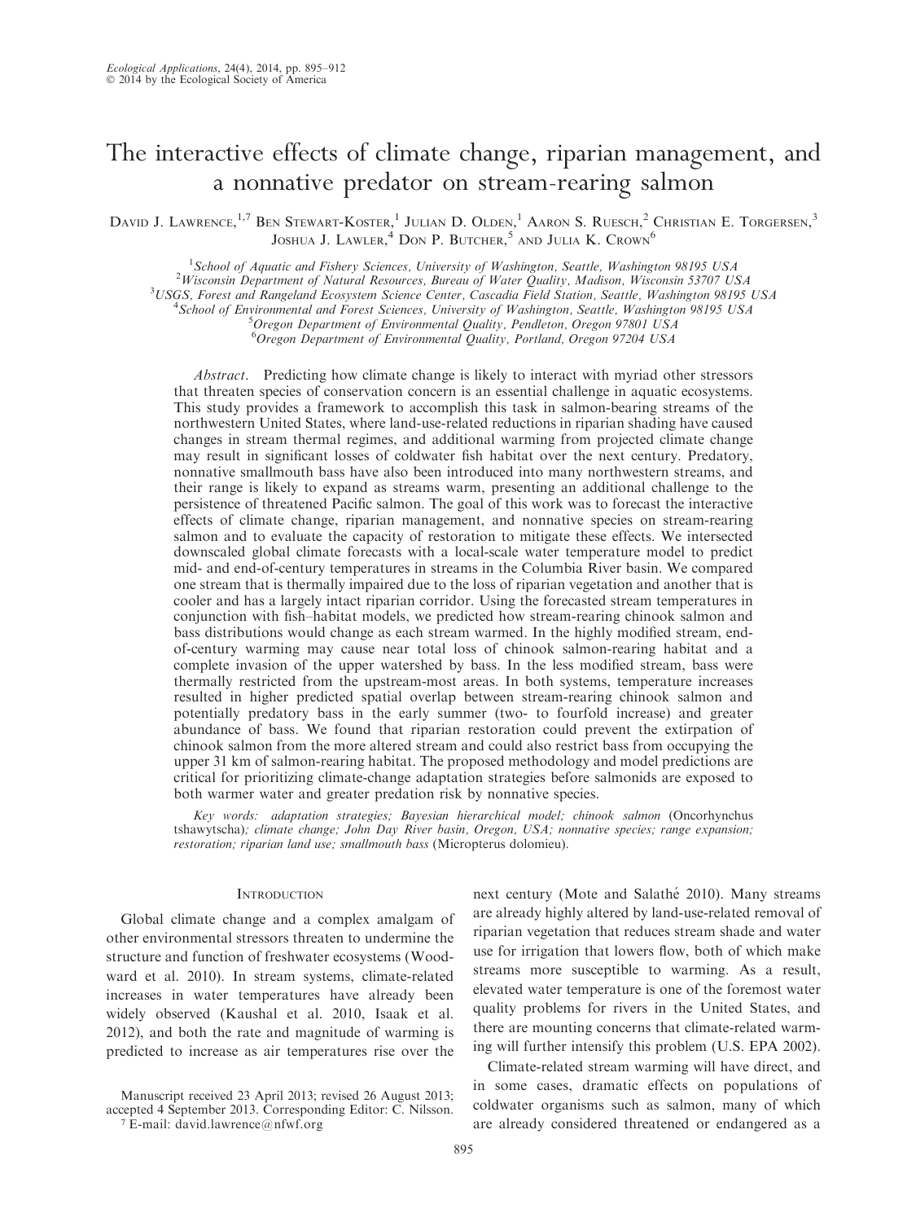# The interactive effects of climate change, riparian management, and a nonnative predator on stream-rearing salmon

David J. Lawrence,[1,7] Ben Stewart-Koster,[1] Julian D. Olden,[1] Aaron S. Ruesch,[2] Christian E. Torgersen,[3] Joshua J. Lawler,[4] Don P. Butcher,[5] and Julia K. Crown[6]

[1]*School of Aquatic and Fishery Sciences, University of Washington, Seattle, Washington 98195 USA*
[2]*Wisconsin Department of Natural Resources, Bureau of Water Quality, Madison, Wisconsin 53707 USA*
[3]*USGS, Forest and Rangeland Ecosystem Science Center, Cascadia Field Station, Seattle, Washington 98195 USA*
[4]*School of Environmental and Forest Sciences, University of Washington, Seattle, Washington 98195 USA*
[5]*Oregon Department of Environmental Quality, Pendleton, Oregon 97801 USA*
[6]*Oregon Department of Environmental Quality, Portland, Oregon 97204 USA*

*Abstract*. Predicting how climate change is likely to interact with myriad other stressors that threaten species of conservation concern is an essential challenge in aquatic ecosystems. This study provides a framework to accomplish this task in salmon-bearing streams of the northwestern United States, where land-use-related reductions in riparian shading have caused changes in stream thermal regimes, and additional warming from projected climate change may result in significant losses of coldwater fish habitat over the next century. Predatory, nonnative smallmouth bass have also been introduced into many northwestern streams, and their range is likely to expand as streams warm, presenting an additional challenge to the persistence of threatened Pacific salmon. The goal of this work was to forecast the interactive effects of climate change, riparian management, and nonnative species on stream-rearing salmon and to evaluate the capacity of restoration to mitigate these effects. We intersected downscaled global climate forecasts with a local-scale water temperature model to predict mid- and end-of-century temperatures in streams in the Columbia River basin. We compared one stream that is thermally impaired due to the loss of riparian vegetation and another that is cooler and has a largely intact riparian corridor. Using the forecasted stream temperatures in conjunction with fish–habitat models, we predicted how stream-rearing chinook salmon and bass distributions would change as each stream warmed. In the highly modified stream, end-of-century warming may cause near total loss of chinook salmon-rearing habitat and a complete invasion of the upper watershed by bass. In the less modified stream, bass were thermally restricted from the upstream-most areas. In both systems, temperature increases resulted in higher predicted spatial overlap between stream-rearing chinook salmon and potentially predatory bass in the early summer (two- to fourfold increase) and greater abundance of bass. We found that riparian restoration could prevent the extirpation of chinook salmon from the more altered stream and could also restrict bass from occupying the upper 31 km of salmon-rearing habitat. The proposed methodology and model predictions are critical for prioritizing climate-change adaptation strategies before salmonids are exposed to both warmer water and greater predation risk by nonnative species.

*Key words: adaptation strategies; Bayesian hierarchical model; chinook salmon (*Oncorhynchus tshawytscha*); climate change; John Day River basin, Oregon, USA; nonnative species; range expansion; restoration; riparian land use; smallmouth bass (*Micropterus dolomieu*).*

## Introduction

Global climate change and a complex amalgam of other environmental stressors threaten to undermine the structure and function of freshwater ecosystems (Woodward et al. 2010). In stream systems, climate-related increases in water temperatures have already been widely observed (Kaushal et al. 2010, Isaak et al. 2012), and both the rate and magnitude of warming is predicted to increase as air temperatures rise over the next century (Mote and Salathé 2010). Many streams are already highly altered by land-use-related removal of riparian vegetation that reduces stream shade and water use for irrigation that lowers flow, both of which make streams more susceptible to warming. As a result, elevated water temperature is one of the foremost water quality problems for rivers in the United States, and there are mounting concerns that climate-related warming will further intensify this problem (U.S. EPA 2002).

Climate-related stream warming will have direct, and in some cases, dramatic effects on populations of coldwater organisms such as salmon, many of which are already considered threatened or endangered as a

Manuscript received 23 April 2013; revised 26 August 2013; accepted 4 September 2013. Corresponding Editor: C. Nilsson.
[7] E-mail: david.lawrence@nfwf.org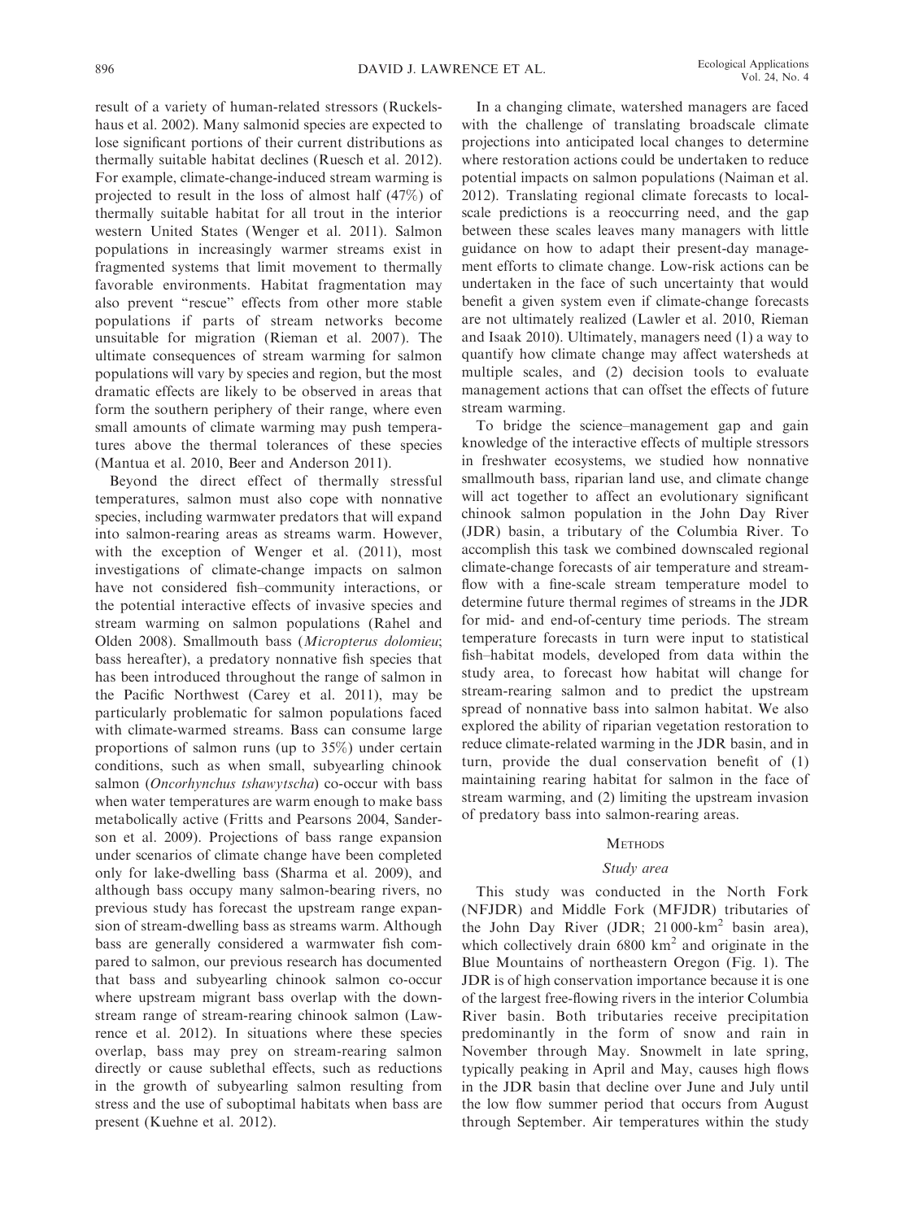result of a variety of human-related stressors (Ruckelshaus et al. 2002). Many salmonid species are expected to lose significant portions of their current distributions as thermally suitable habitat declines (Ruesch et al. 2012). For example, climate-change-induced stream warming is projected to result in the loss of almost half (47%) of thermally suitable habitat for all trout in the interior western United States (Wenger et al. 2011). Salmon populations in increasingly warmer streams exist in fragmented systems that limit movement to thermally favorable environments. Habitat fragmentation may also prevent "rescue" effects from other more stable populations if parts of stream networks become unsuitable for migration (Rieman et al. 2007). The ultimate consequences of stream warming for salmon populations will vary by species and region, but the most dramatic effects are likely to be observed in areas that form the southern periphery of their range, where even small amounts of climate warming may push temperatures above the thermal tolerances of these species (Mantua et al. 2010, Beer and Anderson 2011).

Beyond the direct effect of thermally stressful temperatures, salmon must also cope with nonnative species, including warmwater predators that will expand into salmon-rearing areas as streams warm. However, with the exception of Wenger et al. (2011), most investigations of climate-change impacts on salmon have not considered fish–community interactions, or the potential interactive effects of invasive species and stream warming on salmon populations (Rahel and Olden 2008). Smallmouth bass (*Micropterus dolomieu*; bass hereafter), a predatory nonnative fish species that has been introduced throughout the range of salmon in the Pacific Northwest (Carey et al. 2011), may be particularly problematic for salmon populations faced with climate-warmed streams. Bass can consume large proportions of salmon runs (up to 35%) under certain conditions, such as when small, subyearling chinook salmon (*Oncorhynchus tshawytscha*) co-occur with bass when water temperatures are warm enough to make bass metabolically active (Fritts and Pearsons 2004, Sanderson et al. 2009). Projections of bass range expansion under scenarios of climate change have been completed only for lake-dwelling bass (Sharma et al. 2009), and although bass occupy many salmon-bearing rivers, no previous study has forecast the upstream range expansion of stream-dwelling bass as streams warm. Although bass are generally considered a warmwater fish compared to salmon, our previous research has documented that bass and subyearling chinook salmon co-occur where upstream migrant bass overlap with the downstream range of stream-rearing chinook salmon (Lawrence et al. 2012). In situations where these species overlap, bass may prey on stream-rearing salmon directly or cause sublethal effects, such as reductions in the growth of subyearling salmon resulting from stress and the use of suboptimal habitats when bass are present (Kuehne et al. 2012).

In a changing climate, watershed managers are faced with the challenge of translating broadscale climate projections into anticipated local changes to determine where restoration actions could be undertaken to reduce potential impacts on salmon populations (Naiman et al. 2012). Translating regional climate forecasts to local-scale predictions is a reoccurring need, and the gap between these scales leaves many managers with little guidance on how to adapt their present-day management efforts to climate change. Low-risk actions can be undertaken in the face of such uncertainty that would benefit a given system even if climate-change forecasts are not ultimately realized (Lawler et al. 2010, Rieman and Isaak 2010). Ultimately, managers need (1) a way to quantify how climate change may affect watersheds at multiple scales, and (2) decision tools to evaluate management actions that can offset the effects of future stream warming.

To bridge the science–management gap and gain knowledge of the interactive effects of multiple stressors in freshwater ecosystems, we studied how nonnative smallmouth bass, riparian land use, and climate change will act together to affect an evolutionary significant chinook salmon population in the John Day River (JDR) basin, a tributary of the Columbia River. To accomplish this task we combined downscaled regional climate-change forecasts of air temperature and streamflow with a fine-scale stream temperature model to determine future thermal regimes of streams in the JDR for mid- and end-of-century time periods. The stream temperature forecasts in turn were input to statistical fish–habitat models, developed from data within the study area, to forecast how habitat will change for stream-rearing salmon and to predict the upstream spread of nonnative bass into salmon habitat. We also explored the ability of riparian vegetation restoration to reduce climate-related warming in the JDR basin, and in turn, provide the dual conservation benefit of (1) maintaining rearing habitat for salmon in the face of stream warming, and (2) limiting the upstream invasion of predatory bass into salmon-rearing areas.

## Methods

### Study area

This study was conducted in the North Fork (NFJDR) and Middle Fork (MFJDR) tributaries of the John Day River (JDR; 21 000-km$^2$ basin area), which collectively drain 6800 km$^2$ and originate in the Blue Mountains of northeastern Oregon (Fig. 1). The JDR is of high conservation importance because it is one of the largest free-flowing rivers in the interior Columbia River basin. Both tributaries receive precipitation predominantly in the form of snow and rain in November through May. Snowmelt in late spring, typically peaking in April and May, causes high flows in the JDR basin that decline over June and July until the low flow summer period that occurs from August through September. Air temperatures within the study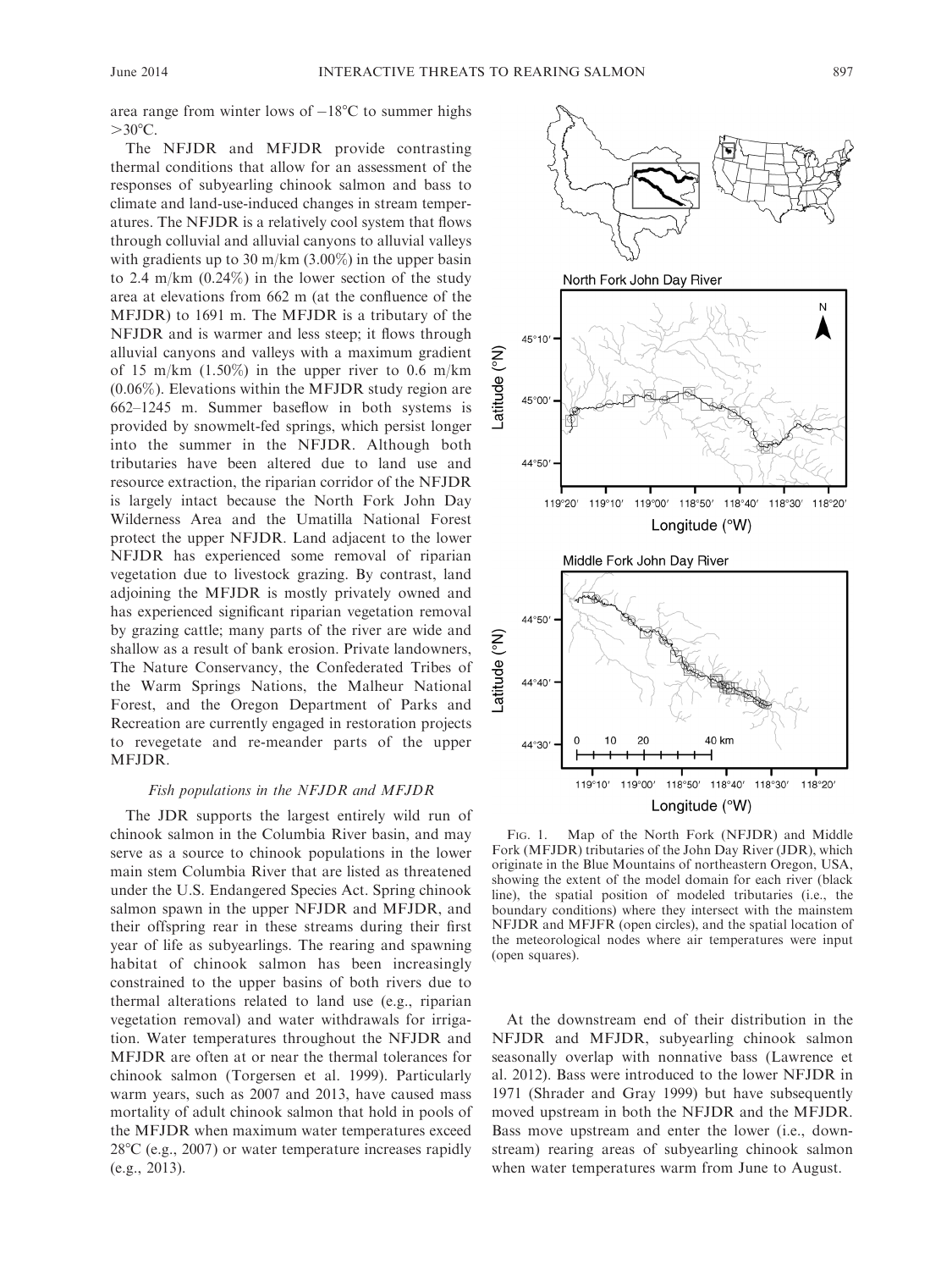area range from winter lows of −18°C to summer highs >30°C.

The NFJDR and MFJDR provide contrasting thermal conditions that allow for an assessment of the responses of subyearling chinook salmon and bass to climate and land-use-induced changes in stream temperatures. The NFJDR is a relatively cool system that flows through colluvial and alluvial canyons to alluvial valleys with gradients up to 30 m/km (3.00%) in the upper basin to 2.4 m/km (0.24%) in the lower section of the study area at elevations from 662 m (at the confluence of the MFJDR) to 1691 m. The MFJDR is a tributary of the NFJDR and is warmer and less steep; it flows through alluvial canyons and valleys with a maximum gradient of 15 m/km (1.50%) in the upper river to 0.6 m/km (0.06%). Elevations within the MFJDR study region are 662–1245 m. Summer baseflow in both systems is provided by snowmelt-fed springs, which persist longer into the summer in the NFJDR. Although both tributaries have been altered due to land use and resource extraction, the riparian corridor of the NFJDR is largely intact because the North Fork John Day Wilderness Area and the Umatilla National Forest protect the upper NFJDR. Land adjacent to the lower NFJDR has experienced some removal of riparian vegetation due to livestock grazing. By contrast, land adjoining the MFJDR is mostly privately owned and has experienced significant riparian vegetation removal by grazing cattle; many parts of the river are wide and shallow as a result of bank erosion. Private landowners, The Nature Conservancy, the Confederated Tribes of the Warm Springs Nations, the Malheur National Forest, and the Oregon Department of Parks and Recreation are currently engaged in restoration projects to revegetate and re-meander parts of the upper MFJDR.

### *Fish populations in the NFJDR and MFJDR*

The JDR supports the largest entirely wild run of chinook salmon in the Columbia River basin, and may serve as a source to chinook populations in the lower main stem Columbia River that are listed as threatened under the U.S. Endangered Species Act. Spring chinook salmon spawn in the upper NFJDR and MFJDR, and their offspring rear in these streams during their first year of life as subyearlings. The rearing and spawning habitat of chinook salmon has been increasingly constrained to the upper basins of both rivers due to thermal alterations related to land use (e.g., riparian vegetation removal) and water withdrawals for irrigation. Water temperatures throughout the NFJDR and MFJDR are often at or near the thermal tolerances for chinook salmon (Torgersen et al. 1999). Particularly warm years, such as 2007 and 2013, have caused mass mortality of adult chinook salmon that hold in pools of the MFJDR when maximum water temperatures exceed 28°C (e.g., 2007) or water temperature increases rapidly (e.g., 2013).

Fig. 1. Map of the North Fork (NFJDR) and Middle Fork (MFJDR) tributaries of the John Day River (JDR), which originate in the Blue Mountains of northeastern Oregon, USA, showing the extent of the model domain for each river (black line), the spatial position of modeled tributaries (i.e., the boundary conditions) where they intersect with the mainstem NFJDR and MFJFR (open circles), and the spatial location of the meteorological nodes where air temperatures were input (open squares).

At the downstream end of their distribution in the NFJDR and MFJDR, subyearling chinook salmon seasonally overlap with nonnative bass (Lawrence et al. 2012). Bass were introduced to the lower NFJDR in 1971 (Shrader and Gray 1999) but have subsequently moved upstream in both the NFJDR and the MFJDR. Bass move upstream and enter the lower (i.e., downstream) rearing areas of subyearling chinook salmon when water temperatures warm from June to August.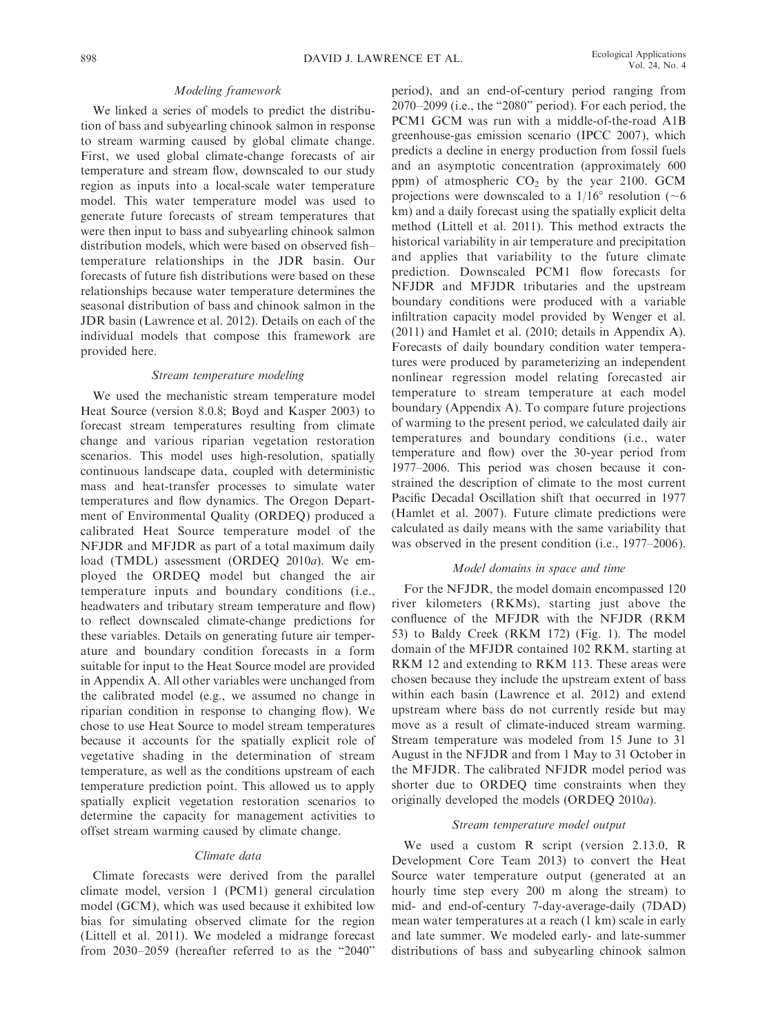### *Modeling framework*

We linked a series of models to predict the distribution of bass and subyearling chinook salmon in response to stream warming caused by global climate change. First, we used global climate-change forecasts of air temperature and stream flow, downscaled to our study region as inputs into a local-scale water temperature model. This water temperature model was used to generate future forecasts of stream temperatures that were then input to bass and subyearling chinook salmon distribution models, which were based on observed fish–temperature relationships in the JDR basin. Our forecasts of future fish distributions were based on these relationships because water temperature determines the seasonal distribution of bass and chinook salmon in the JDR basin (Lawrence et al. 2012). Details on each of the individual models that compose this framework are provided here.

### *Stream temperature modeling*

We used the mechanistic stream temperature model Heat Source (version 8.0.8; Boyd and Kasper 2003) to forecast stream temperatures resulting from climate change and various riparian vegetation restoration scenarios. This model uses high-resolution, spatially continuous landscape data, coupled with deterministic mass and heat-transfer processes to simulate water temperatures and flow dynamics. The Oregon Department of Environmental Quality (ORDEQ) produced a calibrated Heat Source temperature model of the NFJDR and MFJDR as part of a total maximum daily load (TMDL) assessment (ORDEQ 2010*a*). We employed the ORDEQ model but changed the air temperature inputs and boundary conditions (i.e., headwaters and tributary stream temperature and flow) to reflect downscaled climate-change predictions for these variables. Details on generating future air temperature and boundary condition forecasts in a form suitable for input to the Heat Source model are provided in Appendix A. All other variables were unchanged from the calibrated model (e.g., we assumed no change in riparian condition in response to changing flow). We chose to use Heat Source to model stream temperatures because it accounts for the spatially explicit role of vegetative shading in the determination of stream temperature, as well as the conditions upstream of each temperature prediction point. This allowed us to apply spatially explicit vegetation restoration scenarios to determine the capacity for management activities to offset stream warming caused by climate change.

### *Climate data*

Climate forecasts were derived from the parallel climate model, version 1 (PCM1) general circulation model (GCM), which was used because it exhibited low bias for simulating observed climate for the region (Littell et al. 2011). We modeled a midrange forecast from 2030–2059 (hereafter referred to as the "2040" period), and an end-of-century period ranging from 2070–2099 (i.e., the "2080" period). For each period, the PCM1 GCM was run with a middle-of-the-road A1B greenhouse-gas emission scenario (IPCC 2007), which predicts a decline in energy production from fossil fuels and an asymptotic concentration (approximately 600 ppm) of atmospheric $CO_2$ by the year 2100. GCM projections were downscaled to a 1/16° resolution (~6 km) and a daily forecast using the spatially explicit delta method (Littell et al. 2011). This method extracts the historical variability in air temperature and precipitation and applies that variability to the future climate prediction. Downscaled PCM1 flow forecasts for NFJDR and MFJDR tributaries and the upstream boundary conditions were produced with a variable infiltration capacity model provided by Wenger et al. (2011) and Hamlet et al. (2010; details in Appendix A). Forecasts of daily boundary condition water temperatures were produced by parameterizing an independent nonlinear regression model relating forecasted air temperature to stream temperature at each model boundary (Appendix A). To compare future projections of warming to the present period, we calculated daily air temperatures and boundary conditions (i.e., water temperature and flow) over the 30-year period from 1977–2006. This period was chosen because it constrained the description of climate to the most current Pacific Decadal Oscillation shift that occurred in 1977 (Hamlet et al. 2007). Future climate predictions were calculated as daily means with the same variability that was observed in the present condition (i.e., 1977–2006).

### *Model domains in space and time*

For the NFJDR, the model domain encompassed 120 river kilometers (RKMs), starting just above the confluence of the MFJDR with the NFJDR (RKM 53) to Baldy Creek (RKM 172) (Fig. 1). The model domain of the MFJDR contained 102 RKM, starting at RKM 12 and extending to RKM 113. These areas were chosen because they include the upstream extent of bass within each basin (Lawrence et al. 2012) and extend upstream where bass do not currently reside but may move as a result of climate-induced stream warming. Stream temperature was modeled from 15 June to 31 August in the NFJDR and from 1 May to 31 October in the MFJDR. The calibrated NFJDR model period was shorter due to ORDEQ time constraints when they originally developed the models (ORDEQ 2010*a*).

### *Stream temperature model output*

We used a custom R script (version 2.13.0, R Development Core Team 2013) to convert the Heat Source water temperature output (generated at an hourly time step every 200 m along the stream) to mid- and end-of-century 7-day-average-daily (7DAD) mean water temperatures at a reach (1 km) scale in early and late summer. We modeled early- and late-summer distributions of bass and subyearling chinook salmon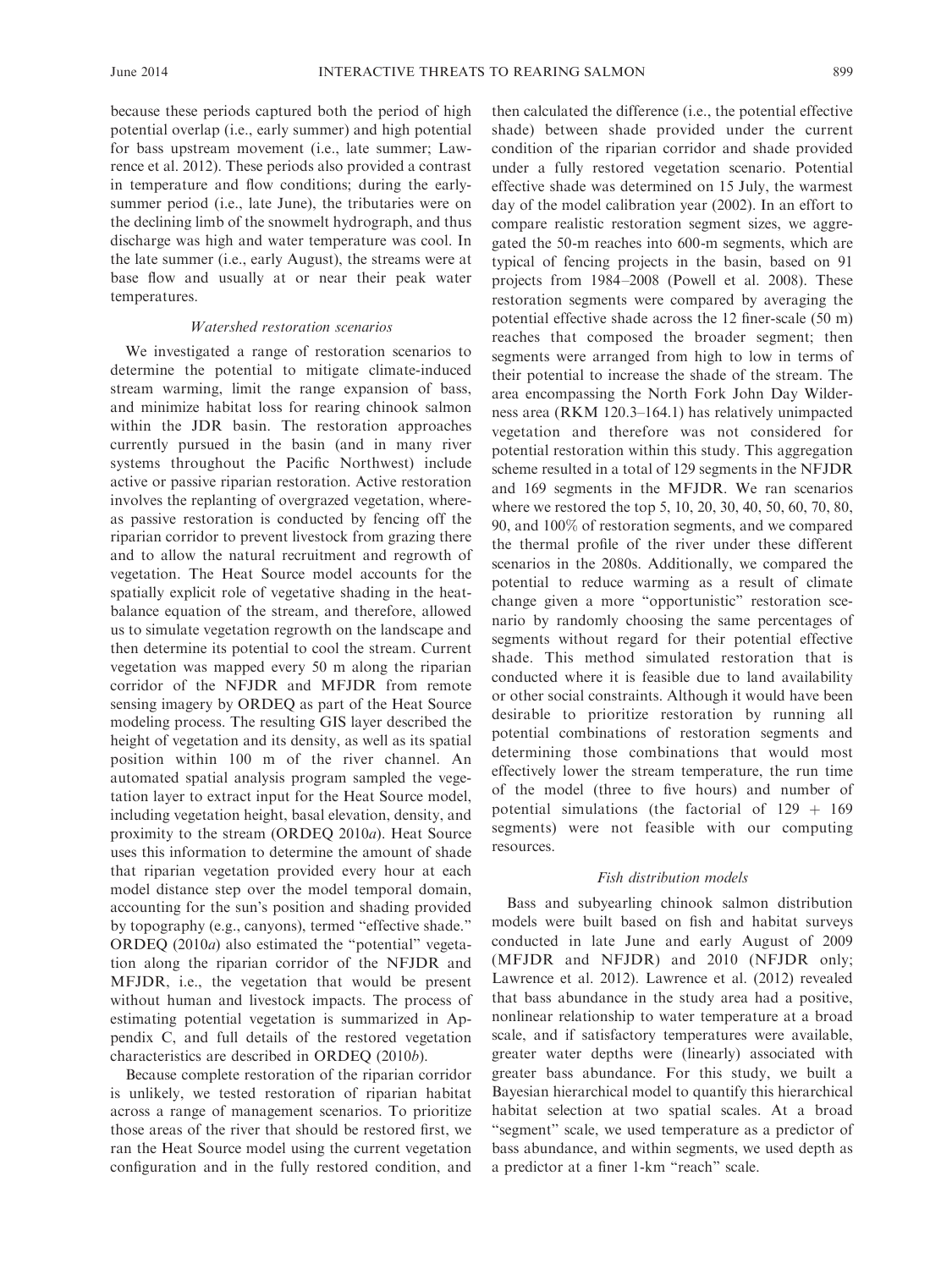because these periods captured both the period of high potential overlap (i.e., early summer) and high potential for bass upstream movement (i.e., late summer; Lawrence et al. 2012). These periods also provided a contrast in temperature and flow conditions; during the early-summer period (i.e., late June), the tributaries were on the declining limb of the snowmelt hydrograph, and thus discharge was high and water temperature was cool. In the late summer (i.e., early August), the streams were at base flow and usually at or near their peak water temperatures.

### *Watershed restoration scenarios*

We investigated a range of restoration scenarios to determine the potential to mitigate climate-induced stream warming, limit the range expansion of bass, and minimize habitat loss for rearing chinook salmon within the JDR basin. The restoration approaches currently pursued in the basin (and in many river systems throughout the Pacific Northwest) include active or passive riparian restoration. Active restoration involves the replanting of overgrazed vegetation, whereas passive restoration is conducted by fencing off the riparian corridor to prevent livestock from grazing there and to allow the natural recruitment and regrowth of vegetation. The Heat Source model accounts for the spatially explicit role of vegetative shading in the heat-balance equation of the stream, and therefore, allowed us to simulate vegetation regrowth on the landscape and then determine its potential to cool the stream. Current vegetation was mapped every 50 m along the riparian corridor of the NFJDR and MFJDR from remote sensing imagery by ORDEQ as part of the Heat Source modeling process. The resulting GIS layer described the height of vegetation and its density, as well as its spatial position within 100 m of the river channel. An automated spatial analysis program sampled the vegetation layer to extract input for the Heat Source model, including vegetation height, basal elevation, density, and proximity to the stream (ORDEQ 2010*a*). Heat Source uses this information to determine the amount of shade that riparian vegetation provided every hour at each model distance step over the model temporal domain, accounting for the sun's position and shading provided by topography (e.g., canyons), termed "effective shade." ORDEQ (2010*a*) also estimated the "potential" vegetation along the riparian corridor of the NFJDR and MFJDR, i.e., the vegetation that would be present without human and livestock impacts. The process of estimating potential vegetation is summarized in Appendix C, and full details of the restored vegetation characteristics are described in ORDEQ (2010*b*).

Because complete restoration of the riparian corridor is unlikely, we tested restoration of riparian habitat across a range of management scenarios. To prioritize those areas of the river that should be restored first, we ran the Heat Source model using the current vegetation configuration and in the fully restored condition, and then calculated the difference (i.e., the potential effective shade) between shade provided under the current condition of the riparian corridor and shade provided under a fully restored vegetation scenario. Potential effective shade was determined on 15 July, the warmest day of the model calibration year (2002). In an effort to compare realistic restoration segment sizes, we aggregated the 50-m reaches into 600-m segments, which are typical of fencing projects in the basin, based on 91 projects from 1984–2008 (Powell et al. 2008). These restoration segments were compared by averaging the potential effective shade across the 12 finer-scale (50 m) reaches that composed the broader segment; then segments were arranged from high to low in terms of their potential to increase the shade of the stream. The area encompassing the North Fork John Day Wilderness area (RKM 120.3–164.1) has relatively unimpacted vegetation and therefore was not considered for potential restoration within this study. This aggregation scheme resulted in a total of 129 segments in the NFJDR and 169 segments in the MFJDR. We ran scenarios where we restored the top 5, 10, 20, 30, 40, 50, 60, 70, 80, 90, and 100% of restoration segments, and we compared the thermal profile of the river under these different scenarios in the 2080s. Additionally, we compared the potential to reduce warming as a result of climate change given a more "opportunistic" restoration scenario by randomly choosing the same percentages of segments without regard for their potential effective shade. This method simulated restoration that is conducted where it is feasible due to land availability or other social constraints. Although it would have been desirable to prioritize restoration by running all potential combinations of restoration segments and determining those combinations that would most effectively lower the stream temperature, the run time of the model (three to five hours) and number of potential simulations (the factorial of 129 + 169 segments) were not feasible with our computing resources.

### *Fish distribution models*

Bass and subyearling chinook salmon distribution models were built based on fish and habitat surveys conducted in late June and early August of 2009 (MFJDR and NFJDR) and 2010 (NFJDR only; Lawrence et al. 2012). Lawrence et al. (2012) revealed that bass abundance in the study area had a positive, nonlinear relationship to water temperature at a broad scale, and if satisfactory temperatures were available, greater water depths were (linearly) associated with greater bass abundance. For this study, we built a Bayesian hierarchical model to quantify this hierarchical habitat selection at two spatial scales. At a broad "segment" scale, we used temperature as a predictor of bass abundance, and within segments, we used depth as a predictor at a finer 1-km "reach" scale.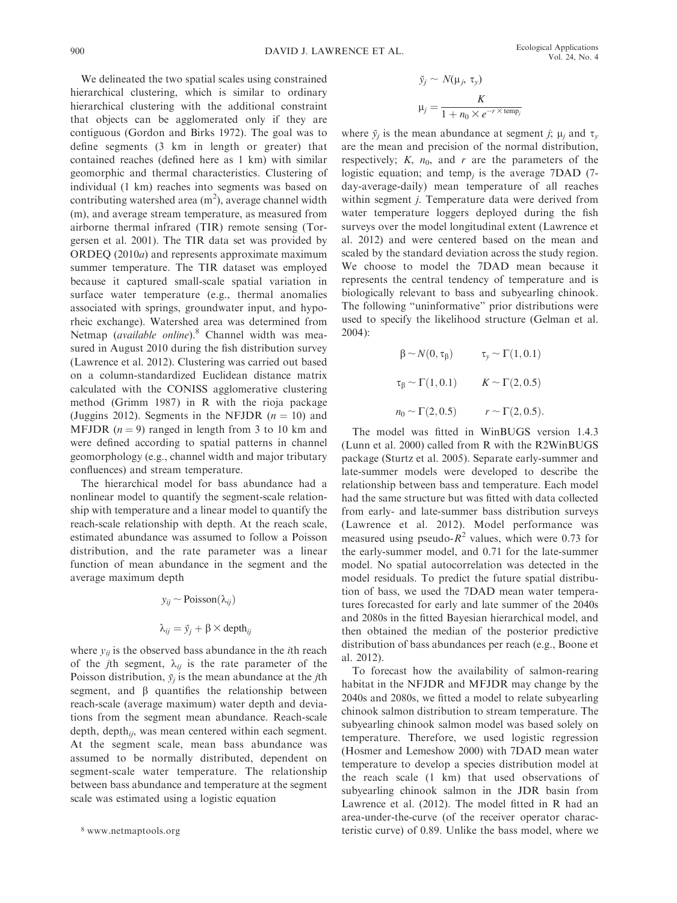We delineated the two spatial scales using constrained hierarchical clustering, which is similar to ordinary hierarchical clustering with the additional constraint that objects can be agglomerated only if they are contiguous (Gordon and Birks 1972). The goal was to define segments (3 km in length or greater) that contained reaches (defined here as 1 km) with similar geomorphic and thermal characteristics. Clustering of individual (1 km) reaches into segments was based on contributing watershed area ($m^2$), average channel width (m), and average stream temperature, as measured from airborne thermal infrared (TIR) remote sensing (Torgersen et al. 2001). The TIR data set was provided by ORDEQ (2010*a*) and represents approximate maximum summer temperature. The TIR dataset was employed because it captured small-scale spatial variation in surface water temperature (e.g., thermal anomalies associated with springs, groundwater input, and hyporheic exchange). Watershed area was determined from Netmap (*available online*).[8] Channel width was measured in August 2010 during the fish distribution survey (Lawrence et al. 2012). Clustering was carried out based on a column-standardized Euclidean distance matrix calculated with the CONISS agglomerative clustering method (Grimm 1987) in R with the rioja package (Juggins 2012). Segments in the NFJDR ($n = 10$) and MFJDR ($n = 9$) ranged in length from 3 to 10 km and were defined according to spatial patterns in channel geomorphology (e.g., channel width and major tributary confluences) and stream temperature.

The hierarchical model for bass abundance had a nonlinear model to quantify the segment-scale relationship with temperature and a linear model to quantify the reach-scale relationship with depth. At the reach scale, estimated abundance was assumed to follow a Poisson distribution, and the rate parameter was a linear function of mean abundance in the segment and the average maximum depth

$$y_{ij} \sim \text{Poisson}(\lambda_{ij})$$

$$\lambda_{ij} = \bar{y}_j + \beta \times \text{depth}_{ij}$$

where $y_{ij}$ is the observed bass abundance in the $i$th reach of the $j$th segment, $\lambda_{ij}$ is the rate parameter of the Poisson distribution, $\bar{y}_j$ is the mean abundance at the $j$th segment, and $\beta$ quantifies the relationship between reach-scale (average maximum) water depth and deviations from the segment mean abundance. Reach-scale depth, $\text{depth}_{ij}$, was mean centered within each segment. At the segment scale, mean bass abundance was assumed to be normally distributed, dependent on segment-scale water temperature. The relationship between bass abundance and temperature at the segment scale was estimated using a logistic equation

$$\bar{y}_j \sim N(\mu_j, \tau_y)$$

$$\mu_j = \frac{K}{1 + n_0 \times e^{-r \times \text{temp}_j}}$$

where $\bar{y}_j$ is the mean abundance at segment $j$; $\mu_j$ and $\tau_y$ are the mean and precision of the normal distribution, respectively; $K$, $n_0$, and $r$ are the parameters of the logistic equation; and $\text{temp}_j$ is the average 7DAD (7-day-average-daily) mean temperature of all reaches within segment $j$. Temperature data were derived from water temperature loggers deployed during the fish surveys over the model longitudinal extent (Lawrence et al. 2012) and were centered based on the mean and scaled by the standard deviation across the study region. We choose to model the 7DAD mean because it represents the central tendency of temperature and is biologically relevant to bass and subyearling chinook. The following "uninformative" prior distributions were used to specify the likelihood structure (Gelman et al. 2004):

$$\beta \sim N(0, \tau_\beta) \qquad \tau_y \sim \Gamma(1, 0.1)$$

$$\tau_\beta \sim \Gamma(1, 0.1) \qquad K \sim \Gamma(2, 0.5)$$

$$n_0 \sim \Gamma(2, 0.5) \qquad r \sim \Gamma(2, 0.5).$$

The model was fitted in WinBUGS version 1.4.3 (Lunn et al. 2000) called from R with the R2WinBUGS package (Sturtz et al. 2005). Separate early-summer and late-summer models were developed to describe the relationship between bass and temperature. Each model had the same structure but was fitted with data collected from early- and late-summer bass distribution surveys (Lawrence et al. 2012). Model performance was measured using pseudo-$R^2$ values, which were 0.73 for the early-summer model, and 0.71 for the late-summer model. No spatial autocorrelation was detected in the model residuals. To predict the future spatial distribution of bass, we used the 7DAD mean water temperatures forecasted for early and late summer of the 2040s and 2080s in the fitted Bayesian hierarchical model, and then obtained the median of the posterior predictive distribution of bass abundances per reach (e.g., Boone et al. 2012).

To forecast how the availability of salmon-rearing habitat in the NFJDR and MFJDR may change by the 2040s and 2080s, we fitted a model to relate subyearling chinook salmon distribution to stream temperature. The subyearling chinook salmon model was based solely on temperature. Therefore, we used logistic regression (Hosmer and Lemeshow 2000) with 7DAD mean water temperature to develop a species distribution model at the reach scale (1 km) that used observations of subyearling chinook salmon in the JDR basin from Lawrence et al. (2012). The model fitted in R had an area-under-the-curve (of the receiver operator characteristic curve) of 0.89. Unlike the bass model, where we

[8] www.netmaptools.org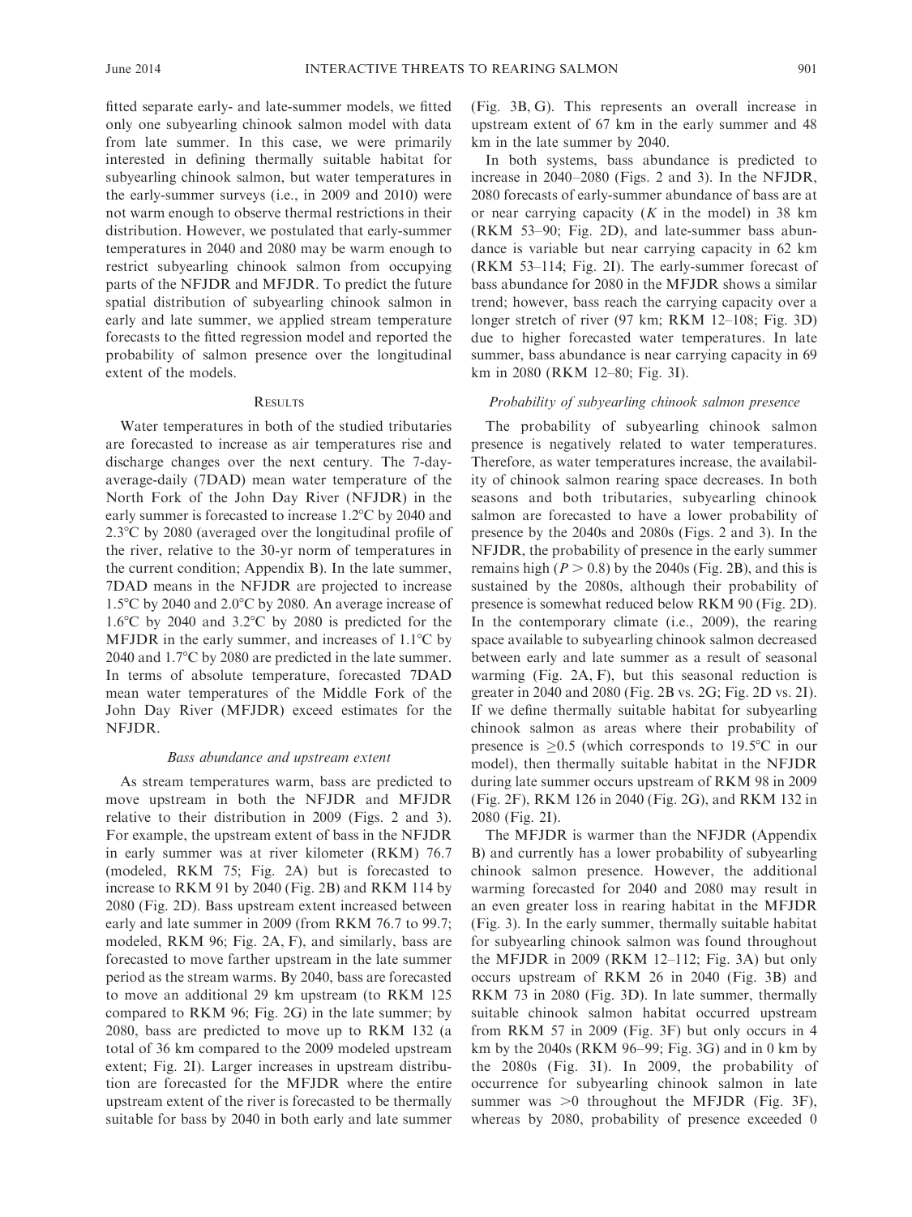fitted separate early- and late-summer models, we fitted only one subyearling chinook salmon model with data from late summer. In this case, we were primarily interested in defining thermally suitable habitat for subyearling chinook salmon, but water temperatures in the early-summer surveys (i.e., in 2009 and 2010) were not warm enough to observe thermal restrictions in their distribution. However, we postulated that early-summer temperatures in 2040 and 2080 may be warm enough to restrict subyearling chinook salmon from occupying parts of the NFJDR and MFJDR. To predict the future spatial distribution of subyearling chinook salmon in early and late summer, we applied stream temperature forecasts to the fitted regression model and reported the probability of salmon presence over the longitudinal extent of the models.

## Results

Water temperatures in both of the studied tributaries are forecasted to increase as air temperatures rise and discharge changes over the next century. The 7-day-average-daily (7DAD) mean water temperature of the North Fork of the John Day River (NFJDR) in the early summer is forecasted to increase 1.2°C by 2040 and 2.3°C by 2080 (averaged over the longitudinal profile of the river, relative to the 30-yr norm of temperatures in the current condition; Appendix B). In the late summer, 7DAD means in the NFJDR are projected to increase 1.5°C by 2040 and 2.0°C by 2080. An average increase of 1.6°C by 2040 and 3.2°C by 2080 is predicted for the MFJDR in the early summer, and increases of 1.1°C by 2040 and 1.7°C by 2080 are predicted in the late summer. In terms of absolute temperature, forecasted 7DAD mean water temperatures of the Middle Fork of the John Day River (MFJDR) exceed estimates for the NFJDR.

### *Bass abundance and upstream extent*

As stream temperatures warm, bass are predicted to move upstream in both the NFJDR and MFJDR relative to their distribution in 2009 (Figs. 2 and 3). For example, the upstream extent of bass in the NFJDR in early summer was at river kilometer (RKM) 76.7 (modeled, RKM 75; Fig. 2A) but is forecasted to increase to RKM 91 by 2040 (Fig. 2B) and RKM 114 by 2080 (Fig. 2D). Bass upstream extent increased between early and late summer in 2009 (from RKM 76.7 to 99.7; modeled, RKM 96; Fig. 2A, F), and similarly, bass are forecasted to move farther upstream in the late summer period as the stream warms. By 2040, bass are forecasted to move an additional 29 km upstream (to RKM 125 compared to RKM 96; Fig. 2G) in the late summer; by 2080, bass are predicted to move up to RKM 132 (a total of 36 km compared to the 2009 modeled upstream extent; Fig. 2I). Larger increases in upstream distribution are forecasted for the MFJDR where the entire upstream extent of the river is forecasted to be thermally suitable for bass by 2040 in both early and late summer (Fig. 3B, G). This represents an overall increase in upstream extent of 67 km in the early summer and 48 km in the late summer by 2040.

In both systems, bass abundance is predicted to increase in 2040–2080 (Figs. 2 and 3). In the NFJDR, 2080 forecasts of early-summer abundance of bass are at or near carrying capacity ($K$ in the model) in 38 km (RKM 53–90; Fig. 2D), and late-summer bass abundance is variable but near carrying capacity in 62 km (RKM 53–114; Fig. 2I). The early-summer forecast of bass abundance for 2080 in the MFJDR shows a similar trend; however, bass reach the carrying capacity over a longer stretch of river (97 km; RKM 12–108; Fig. 3D) due to higher forecasted water temperatures. In late summer, bass abundance is near carrying capacity in 69 km in 2080 (RKM 12–80; Fig. 3I).

### *Probability of subyearling chinook salmon presence*

The probability of subyearling chinook salmon presence is negatively related to water temperatures. Therefore, as water temperatures increase, the availability of chinook salmon rearing space decreases. In both seasons and both tributaries, subyearling chinook salmon are forecasted to have a lower probability of presence by the 2040s and 2080s (Figs. 2 and 3). In the NFJDR, the probability of presence in the early summer remains high ($P > 0.8$) by the 2040s (Fig. 2B), and this is sustained by the 2080s, although their probability of presence is somewhat reduced below RKM 90 (Fig. 2D). In the contemporary climate (i.e., 2009), the rearing space available to subyearling chinook salmon decreased between early and late summer as a result of seasonal warming (Fig. 2A, F), but this seasonal reduction is greater in 2040 and 2080 (Fig. 2B vs. 2G; Fig. 2D vs. 2I). If we define thermally suitable habitat for subyearling chinook salmon as areas where their probability of presence is $\geq 0.5$ (which corresponds to 19.5°C in our model), then thermally suitable habitat in the NFJDR during late summer occurs upstream of RKM 98 in 2009 (Fig. 2F), RKM 126 in 2040 (Fig. 2G), and RKM 132 in 2080 (Fig. 2I).

The MFJDR is warmer than the NFJDR (Appendix B) and currently has a lower probability of subyearling chinook salmon presence. However, the additional warming forecasted for 2040 and 2080 may result in an even greater loss in rearing habitat in the MFJDR (Fig. 3). In the early summer, thermally suitable habitat for subyearling chinook salmon was found throughout the MFJDR in 2009 (RKM 12–112; Fig. 3A) but only occurs upstream of RKM 26 in 2040 (Fig. 3B) and RKM 73 in 2080 (Fig. 3D). In late summer, thermally suitable chinook salmon habitat occurred upstream from RKM 57 in 2009 (Fig. 3F) but only occurs in 4 km by the 2040s (RKM 96–99; Fig. 3G) and in 0 km by the 2080s (Fig. 3I). In 2009, the probability of occurrence for subyearling chinook salmon in late summer was $>0$ throughout the MFJDR (Fig. 3F), whereas by 2080, probability of presence exceeded 0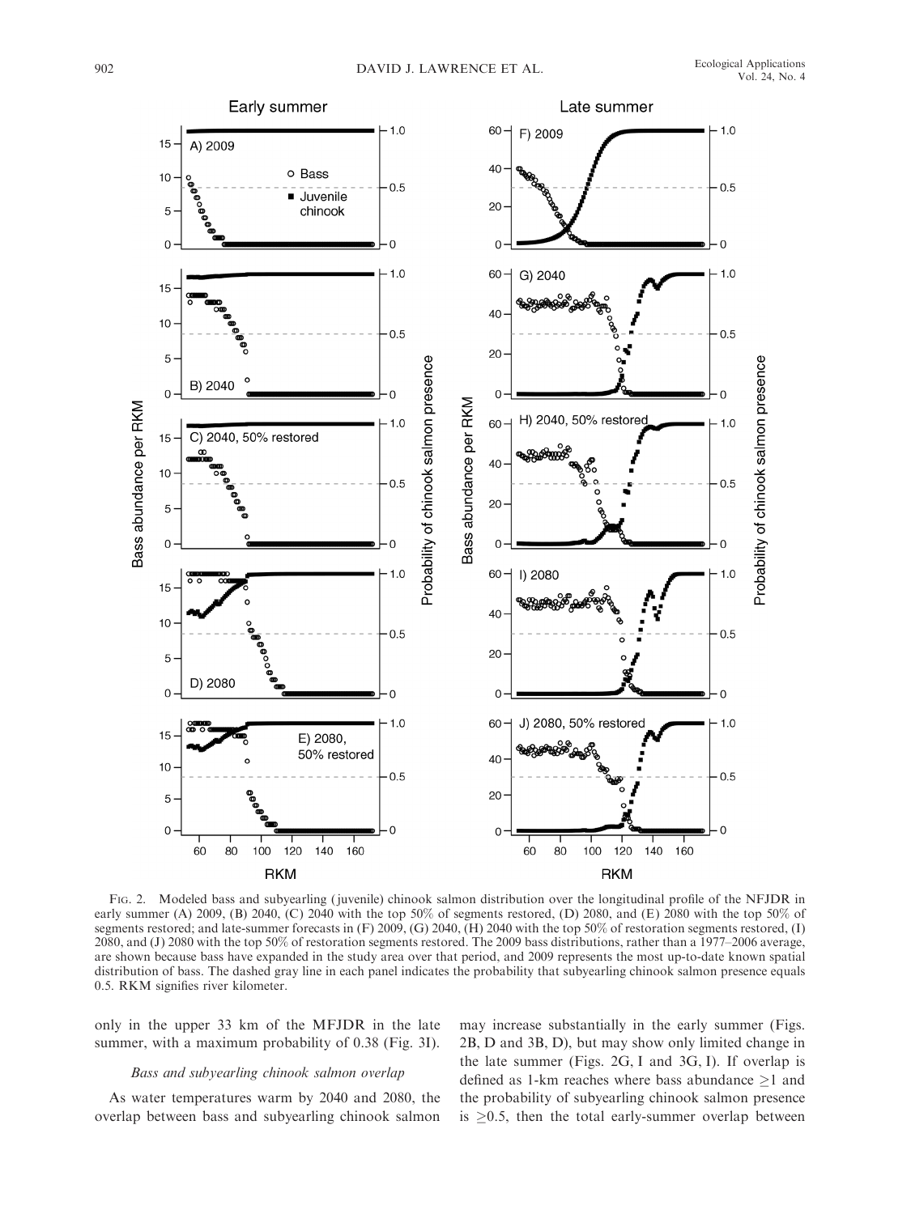FIG. 2. Modeled bass and subyearling (juvenile) chinook salmon distribution over the longitudinal profile of the NFJDR in early summer (A) 2009, (B) 2040, (C) 2040 with the top 50% of segments restored, (D) 2080, and (E) 2080 with the top 50% of segments restored; and late-summer forecasts in (F) 2009, (G) 2040, (H) 2040 with the top 50% of restoration segments restored, (I) 2080, and (J) 2080 with the top 50% of restoration segments restored. The 2009 bass distributions, rather than a 1977–2006 average, are shown because bass have expanded in the study area over that period, and 2009 represents the most up-to-date known spatial distribution of bass. The dashed gray line in each panel indicates the probability that subyearling chinook salmon presence equals 0.5. RKM signifies river kilometer.

only in the upper 33 km of the MFJDR in the late summer, with a maximum probability of 0.38 (Fig. 3I).

### Bass and subyearling chinook salmon overlap

As water temperatures warm by 2040 and 2080, the overlap between bass and subyearling chinook salmon may increase substantially in the early summer (Figs. 2B, D and 3B, D), but may show only limited change in the late summer (Figs. 2G, I and 3G, I). If overlap is defined as 1-km reaches where bass abundance $\geq 1$ and the probability of subyearling chinook salmon presence is $\geq 0.5$, then the total early-summer overlap between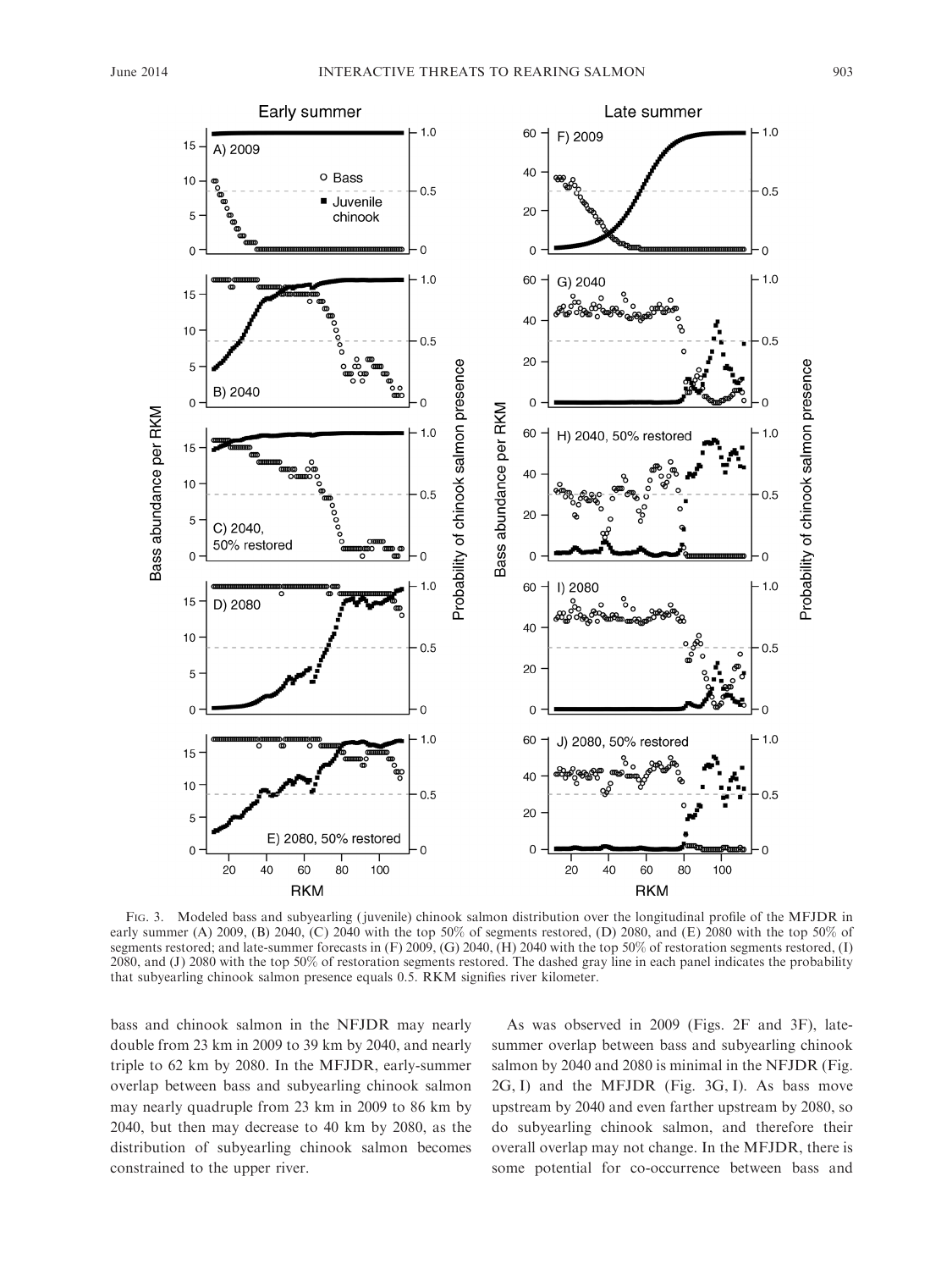Fig. 3. Modeled bass and subyearling (juvenile) chinook salmon distribution over the longitudinal profile of the MFJDR in early summer (A) 2009, (B) 2040, (C) 2040 with the top 50% of segments restored, (D) 2080, and (E) 2080 with the top 50% of segments restored; and late-summer forecasts in (F) 2009, (G) 2040, (H) 2040 with the top 50% of restoration segments restored, (I) 2080, and (J) 2080 with the top 50% of restoration segments restored. The dashed gray line in each panel indicates the probability that subyearling chinook salmon presence equals 0.5. RKM signifies river kilometer.

bass and chinook salmon in the NFJDR may nearly double from 23 km in 2009 to 39 km by 2040, and nearly triple to 62 km by 2080. In the MFJDR, early-summer overlap between bass and subyearling chinook salmon may nearly quadruple from 23 km in 2009 to 86 km by 2040, but then may decrease to 40 km by 2080, as the distribution of subyearling chinook salmon becomes constrained to the upper river.

As was observed in 2009 (Figs. 2F and 3F), late-summer overlap between bass and subyearling chinook salmon by 2040 and 2080 is minimal in the NFJDR (Fig. 2G, I) and the MFJDR (Fig. 3G, I). As bass move upstream by 2040 and even farther upstream by 2080, so do subyearling chinook salmon, and therefore their overall overlap may not change. In the MFJDR, there is some potential for co-occurrence between bass and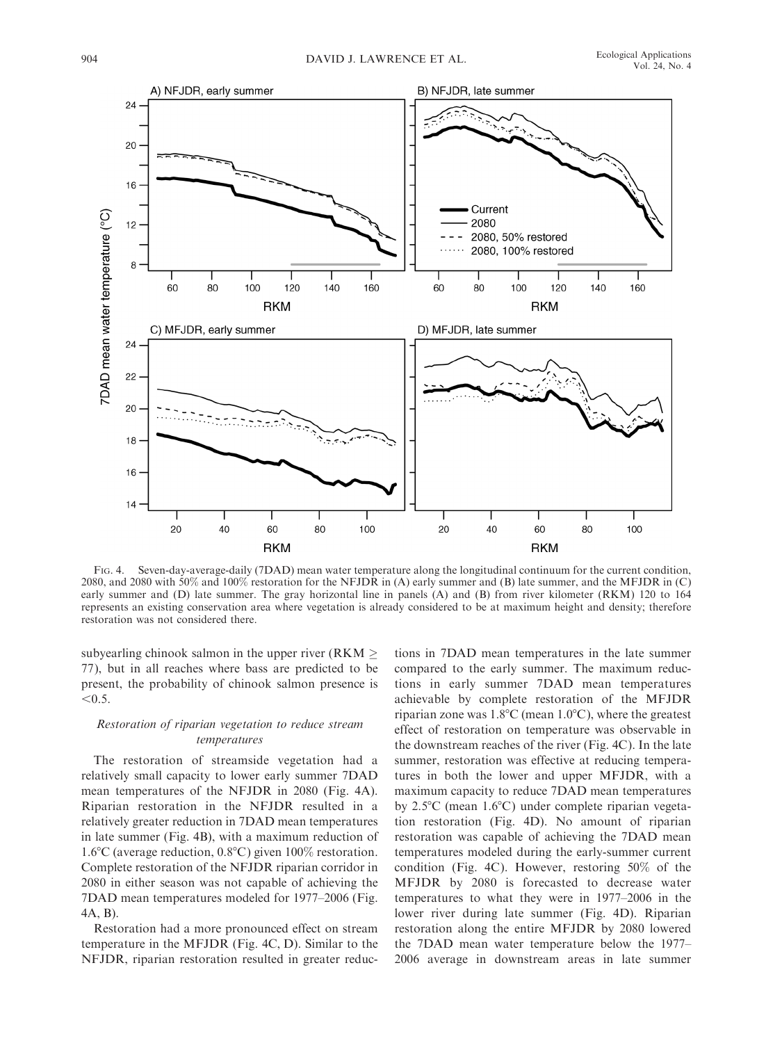FIG. 4. Seven-day-average-daily (7DAD) mean water temperature along the longitudinal continuum for the current condition, 2080, and 2080 with 50% and 100% restoration for the NFJDR in (A) early summer and (B) late summer, and the MFJDR in (C) early summer and (D) late summer. The gray horizontal line in panels (A) and (B) from river kilometer (RKM) 120 to 164 represents an existing conservation area where vegetation is already considered to be at maximum height and density; therefore restoration was not considered there.

subyearling chinook salmon in the upper river (RKM ≥ 77), but in all reaches where bass are predicted to be present, the probability of chinook salmon presence is <0.5.

### *Restoration of riparian vegetation to reduce stream temperatures*

The restoration of streamside vegetation had a relatively small capacity to lower early summer 7DAD mean temperatures of the NFJDR in 2080 (Fig. 4A). Riparian restoration in the NFJDR resulted in a relatively greater reduction in 7DAD mean temperatures in late summer (Fig. 4B), with a maximum reduction of 1.6°C (average reduction, 0.8°C) given 100% restoration. Complete restoration of the NFJDR riparian corridor in 2080 in either season was not capable of achieving the 7DAD mean temperatures modeled for 1977–2006 (Fig. 4A, B).

Restoration had a more pronounced effect on stream temperature in the MFJDR (Fig. 4C, D). Similar to the NFJDR, riparian restoration resulted in greater reductions in 7DAD mean temperatures in the late summer compared to the early summer. The maximum reductions in early summer 7DAD mean temperatures achievable by complete restoration of the MFJDR riparian zone was 1.8°C (mean 1.0°C), where the greatest effect of restoration on temperature was observable in the downstream reaches of the river (Fig. 4C). In the late summer, restoration was effective at reducing temperatures in both the lower and upper MFJDR, with a maximum capacity to reduce 7DAD mean temperatures by 2.5°C (mean 1.6°C) under complete riparian vegetation restoration (Fig. 4D). No amount of riparian restoration was capable of achieving the 7DAD mean temperatures modeled during the early-summer current condition (Fig. 4C). However, restoring 50% of the MFJDR by 2080 is forecasted to decrease water temperatures to what they were in 1977–2006 in the lower river during late summer (Fig. 4D). Riparian restoration along the entire MFJDR by 2080 lowered the 7DAD mean water temperature below the 1977–2006 average in downstream areas in late summer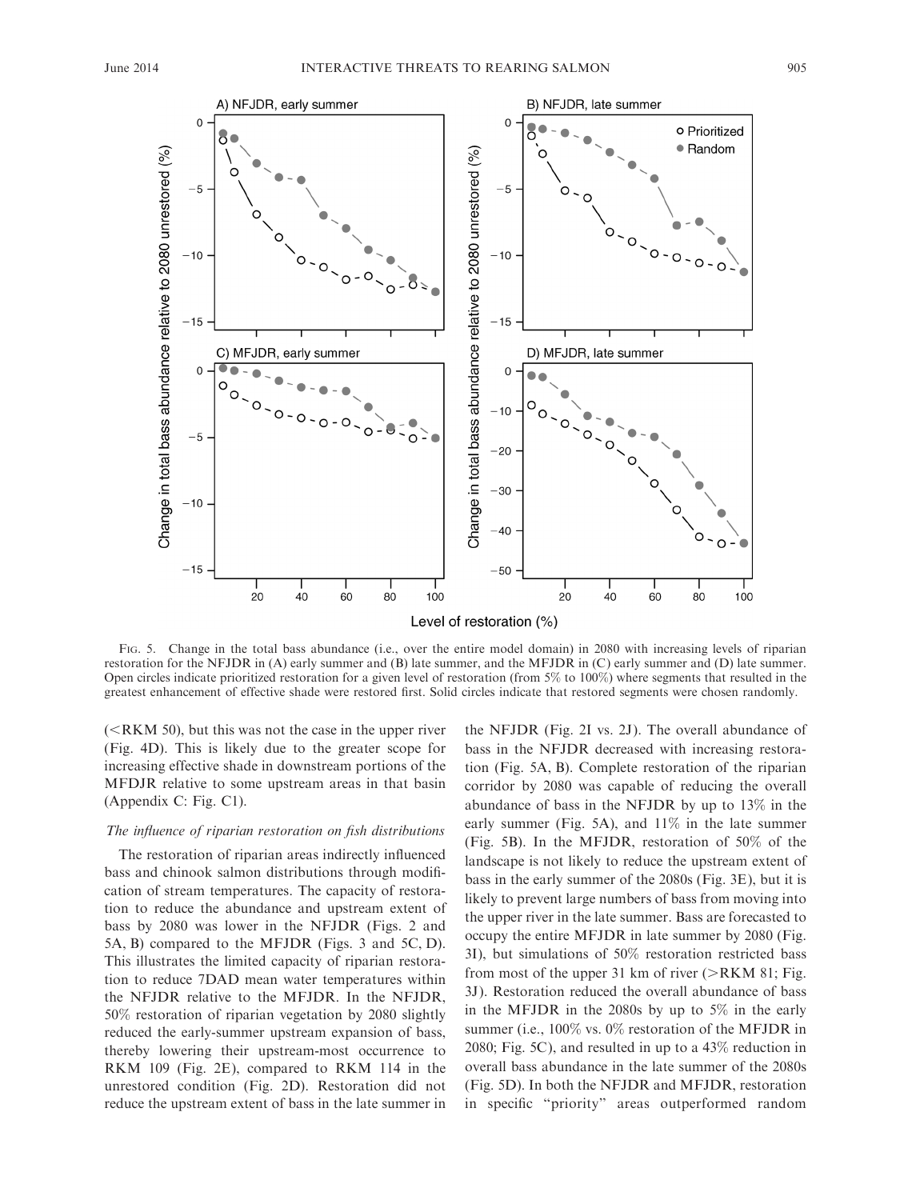Fig. 5. Change in the total bass abundance (i.e., over the entire model domain) in 2080 with increasing levels of riparian restoration for the NFJDR in (A) early summer and (B) late summer, and the MFJDR in (C) early summer and (D) late summer. Open circles indicate prioritized restoration for a given level of restoration (from 5% to 100%) where segments that resulted in the greatest enhancement of effective shade were restored first. Solid circles indicate that restored segments were chosen randomly.

(<RKM 50), but this was not the case in the upper river (Fig. 4D). This is likely due to the greater scope for increasing effective shade in downstream portions of the MFDJR relative to some upstream areas in that basin (Appendix C: Fig. C1).

### *The influence of riparian restoration on fish distributions*

The restoration of riparian areas indirectly influenced bass and chinook salmon distributions through modification of stream temperatures. The capacity of restoration to reduce the abundance and upstream extent of bass by 2080 was lower in the NFJDR (Figs. 2 and 5A, B) compared to the MFJDR (Figs. 3 and 5C, D). This illustrates the limited capacity of riparian restoration to reduce 7DAD mean water temperatures within the NFJDR relative to the MFJDR. In the NFJDR, 50% restoration of riparian vegetation by 2080 slightly reduced the early-summer upstream expansion of bass, thereby lowering their upstream-most occurrence to RKM 109 (Fig. 2E), compared to RKM 114 in the unrestored condition (Fig. 2D). Restoration did not reduce the upstream extent of bass in the late summer in the NFJDR (Fig. 2I vs. 2J). The overall abundance of bass in the NFJDR decreased with increasing restoration (Fig. 5A, B). Complete restoration of the riparian corridor by 2080 was capable of reducing the overall abundance of bass in the NFJDR by up to 13% in the early summer (Fig. 5A), and 11% in the late summer (Fig. 5B). In the MFJDR, restoration of 50% of the landscape is not likely to reduce the upstream extent of bass in the early summer of the 2080s (Fig. 3E), but it is likely to prevent large numbers of bass from moving into the upper river in the late summer. Bass are forecasted to occupy the entire MFJDR in late summer by 2080 (Fig. 3I), but simulations of 50% restoration restricted bass from most of the upper 31 km of river (>RKM 81; Fig. 3J). Restoration reduced the overall abundance of bass in the MFJDR in the 2080s by up to 5% in the early summer (i.e., 100% vs. 0% restoration of the MFJDR in 2080; Fig. 5C), and resulted in up to a 43% reduction in overall bass abundance in the late summer of the 2080s (Fig. 5D). In both the NFJDR and MFJDR, restoration in specific "priority" areas outperformed random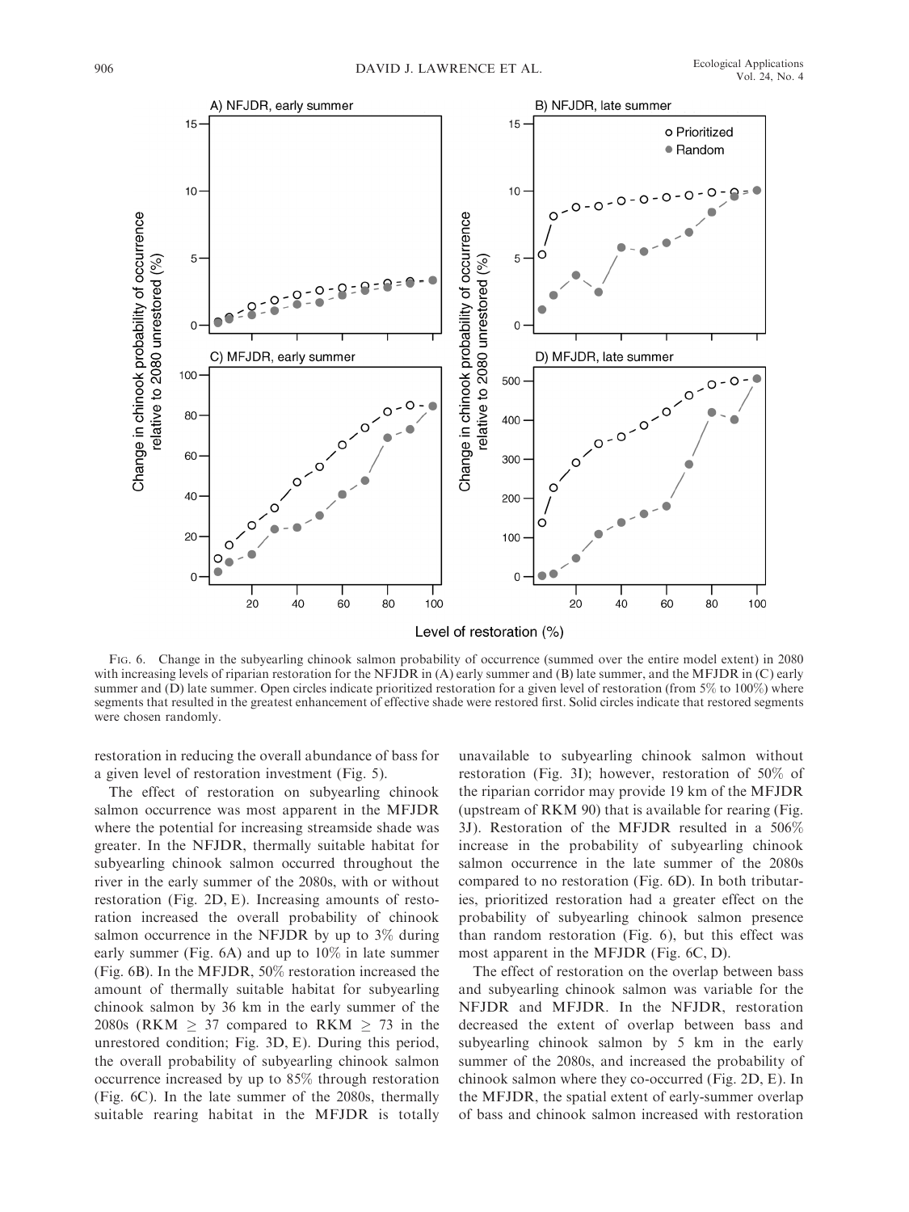Fig. 6. Change in the subyearling chinook salmon probability of occurrence (summed over the entire model extent) in 2080 with increasing levels of riparian restoration for the NFJDR in (A) early summer and (B) late summer, and the MFJDR in (C) early summer and (D) late summer. Open circles indicate prioritized restoration for a given level of restoration (from 5% to 100%) where segments that resulted in the greatest enhancement of effective shade were restored first. Solid circles indicate that restored segments were chosen randomly.

restoration in reducing the overall abundance of bass for a given level of restoration investment (Fig. 5).

The effect of restoration on subyearling chinook salmon occurrence was most apparent in the MFJDR where the potential for increasing streamside shade was greater. In the NFJDR, thermally suitable habitat for subyearling chinook salmon occurred throughout the river in the early summer of the 2080s, with or without restoration (Fig. 2D, E). Increasing amounts of restoration increased the overall probability of chinook salmon occurrence in the NFJDR by up to 3% during early summer (Fig. 6A) and up to 10% in late summer (Fig. 6B). In the MFJDR, 50% restoration increased the amount of thermally suitable habitat for subyearling chinook salmon by 36 km in the early summer of the 2080s (RKM $\geq$ 37 compared to RKM $\geq$ 73 in the unrestored condition; Fig. 3D, E). During this period, the overall probability of subyearling chinook salmon occurrence increased by up to 85% through restoration (Fig. 6C). In the late summer of the 2080s, thermally suitable rearing habitat in the MFJDR is totally unavailable to subyearling chinook salmon without restoration (Fig. 3I); however, restoration of 50% of the riparian corridor may provide 19 km of the MFJDR (upstream of RKM 90) that is available for rearing (Fig. 3J). Restoration of the MFJDR resulted in a 506% increase in the probability of subyearling chinook salmon occurrence in the late summer of the 2080s compared to no restoration (Fig. 6D). In both tributaries, prioritized restoration had a greater effect on the probability of subyearling chinook salmon presence than random restoration (Fig. 6), but this effect was most apparent in the MFJDR (Fig. 6C, D).

The effect of restoration on the overlap between bass and subyearling chinook salmon was variable for the NFJDR and MFJDR. In the NFJDR, restoration decreased the extent of overlap between bass and subyearling chinook salmon by 5 km in the early summer of the 2080s, and increased the probability of chinook salmon where they co-occurred (Fig. 2D, E). In the MFJDR, the spatial extent of early-summer overlap of bass and chinook salmon increased with restoration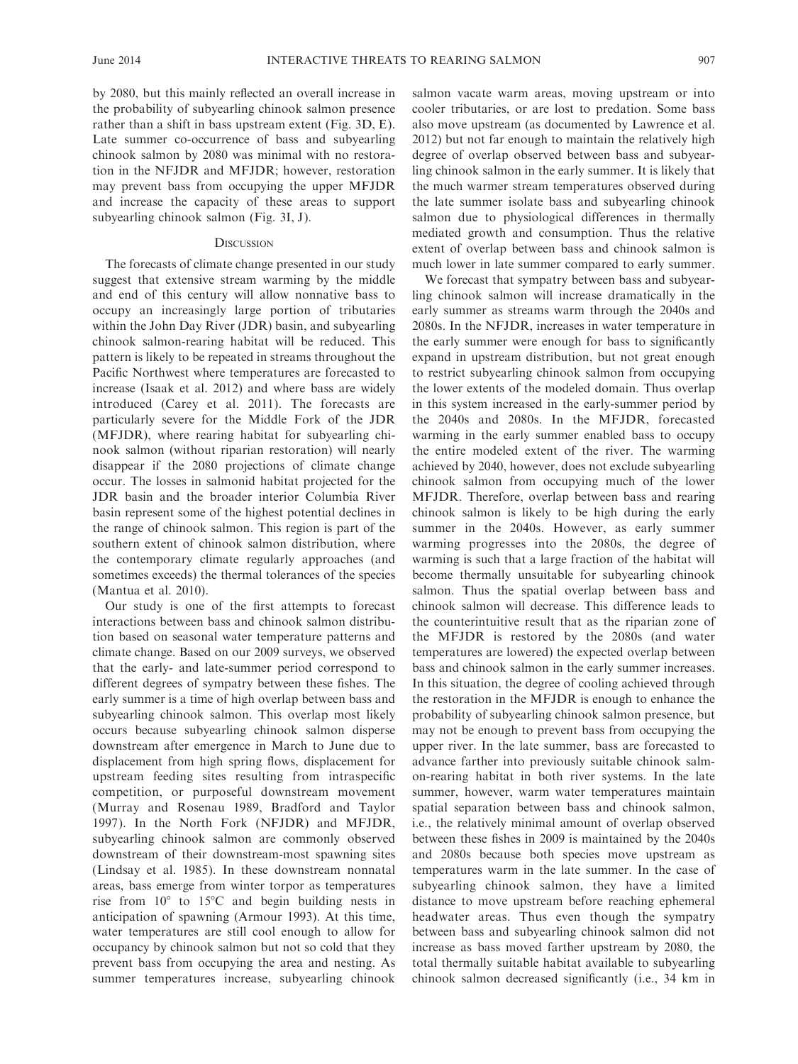by 2080, but this mainly reflected an overall increase in the probability of subyearling chinook salmon presence rather than a shift in bass upstream extent (Fig. 3D, E). Late summer co-occurrence of bass and subyearling chinook salmon by 2080 was minimal with no restoration in the NFJDR and MFJDR; however, restoration may prevent bass from occupying the upper MFJDR and increase the capacity of these areas to support subyearling chinook salmon (Fig. 3I, J).

## Discussion

The forecasts of climate change presented in our study suggest that extensive stream warming by the middle and end of this century will allow nonnative bass to occupy an increasingly large portion of tributaries within the John Day River (JDR) basin, and subyearling chinook salmon-rearing habitat will be reduced. This pattern is likely to be repeated in streams throughout the Pacific Northwest where temperatures are forecasted to increase (Isaak et al. 2012) and where bass are widely introduced (Carey et al. 2011). The forecasts are particularly severe for the Middle Fork of the JDR (MFJDR), where rearing habitat for subyearling chinook salmon (without riparian restoration) will nearly disappear if the 2080 projections of climate change occur. The losses in salmonid habitat projected for the JDR basin and the broader interior Columbia River basin represent some of the highest potential declines in the range of chinook salmon. This region is part of the southern extent of chinook salmon distribution, where the contemporary climate regularly approaches (and sometimes exceeds) the thermal tolerances of the species (Mantua et al. 2010).

Our study is one of the first attempts to forecast interactions between bass and chinook salmon distribution based on seasonal water temperature patterns and climate change. Based on our 2009 surveys, we observed that the early- and late-summer period correspond to different degrees of sympatry between these fishes. The early summer is a time of high overlap between bass and subyearling chinook salmon. This overlap most likely occurs because subyearling chinook salmon disperse downstream after emergence in March to June due to displacement from high spring flows, displacement for upstream feeding sites resulting from intraspecific competition, or purposeful downstream movement (Murray and Rosenau 1989, Bradford and Taylor 1997). In the North Fork (NFJDR) and MFJDR, subyearling chinook salmon are commonly observed downstream of their downstream-most spawning sites (Lindsay et al. 1985). In these downstream nonnatal areas, bass emerge from winter torpor as temperatures rise from 10° to 15°C and begin building nests in anticipation of spawning (Armour 1993). At this time, water temperatures are still cool enough to allow for occupancy by chinook salmon but not so cold that they prevent bass from occupying the area and nesting. As summer temperatures increase, subyearling chinook salmon vacate warm areas, moving upstream or into cooler tributaries, or are lost to predation. Some bass also move upstream (as documented by Lawrence et al. 2012) but not far enough to maintain the relatively high degree of overlap observed between bass and subyearling chinook salmon in the early summer. It is likely that the much warmer stream temperatures observed during the late summer isolate bass and subyearling chinook salmon due to physiological differences in thermally mediated growth and consumption. Thus the relative extent of overlap between bass and chinook salmon is much lower in late summer compared to early summer.

We forecast that sympatry between bass and subyearling chinook salmon will increase dramatically in the early summer as streams warm through the 2040s and 2080s. In the NFJDR, increases in water temperature in the early summer were enough for bass to significantly expand in upstream distribution, but not great enough to restrict subyearling chinook salmon from occupying the lower extents of the modeled domain. Thus overlap in this system increased in the early-summer period by the 2040s and 2080s. In the MFJDR, forecasted warming in the early summer enabled bass to occupy the entire modeled extent of the river. The warming achieved by 2040, however, does not exclude subyearling chinook salmon from occupying much of the lower MFJDR. Therefore, overlap between bass and rearing chinook salmon is likely to be high during the early summer in the 2040s. However, as early summer warming progresses into the 2080s, the degree of warming is such that a large fraction of the habitat will become thermally unsuitable for subyearling chinook salmon. Thus the spatial overlap between bass and chinook salmon will decrease. This difference leads to the counterintuitive result that as the riparian zone of the MFJDR is restored by the 2080s (and water temperatures are lowered) the expected overlap between bass and chinook salmon in the early summer increases. In this situation, the degree of cooling achieved through the restoration in the MFJDR is enough to enhance the probability of subyearling chinook salmon presence, but may not be enough to prevent bass from occupying the upper river. In the late summer, bass are forecasted to advance farther into previously suitable chinook salmon-rearing habitat in both river systems. In the late summer, however, warm water temperatures maintain spatial separation between bass and chinook salmon, i.e., the relatively minimal amount of overlap observed between these fishes in 2009 is maintained by the 2040s and 2080s because both species move upstream as temperatures warm in the late summer. In the case of subyearling chinook salmon, they have a limited distance to move upstream before reaching ephemeral headwater areas. Thus even though the sympatry between bass and subyearling chinook salmon did not increase as bass moved farther upstream by 2080, the total thermally suitable habitat available to subyearling chinook salmon decreased significantly (i.e., 34 km in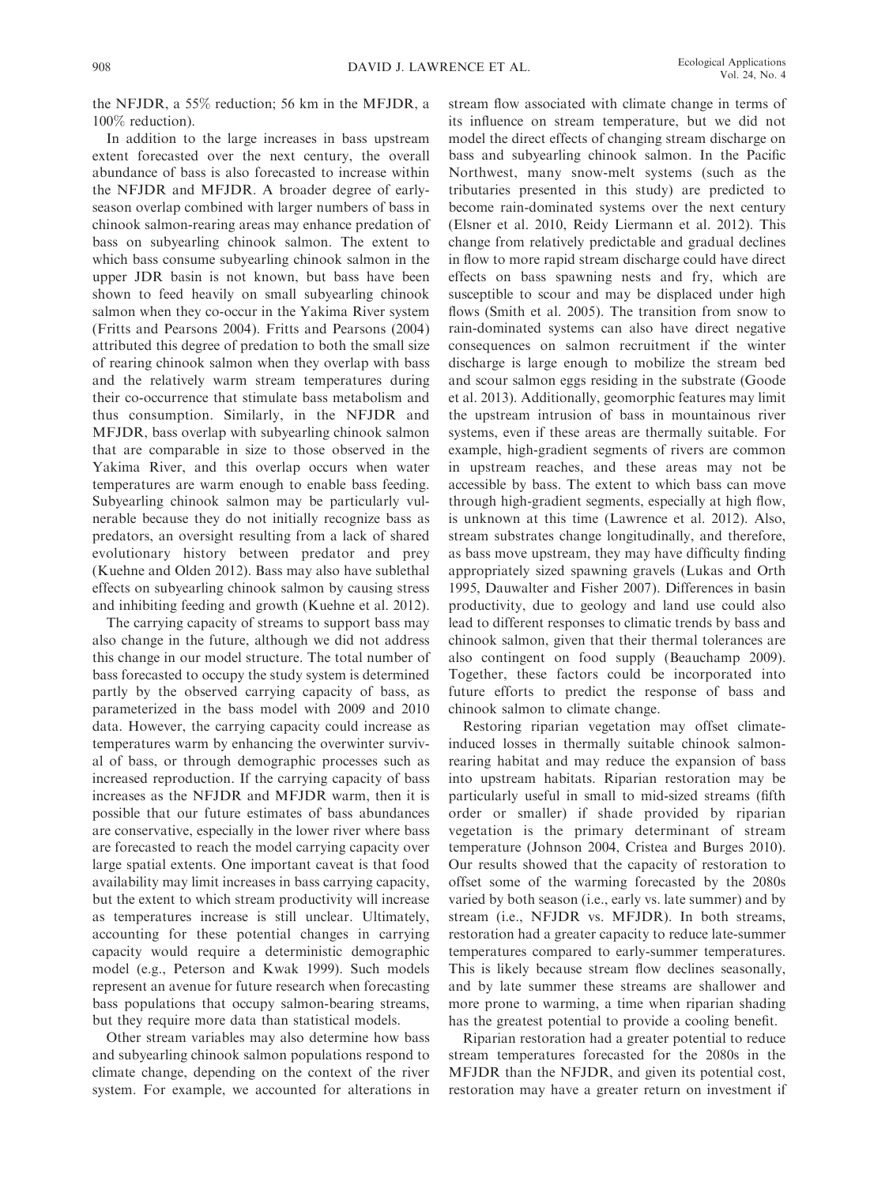the NFJDR, a 55% reduction; 56 km in the MFJDR, a 100% reduction).

In addition to the large increases in bass upstream extent forecasted over the next century, the overall abundance of bass is also forecasted to increase within the NFJDR and MFJDR. A broader degree of early-season overlap combined with larger numbers of bass in chinook salmon-rearing areas may enhance predation of bass on subyearling chinook salmon. The extent to which bass consume subyearling chinook salmon in the upper JDR basin is not known, but bass have been shown to feed heavily on small subyearling chinook salmon when they co-occur in the Yakima River system (Fritts and Pearsons 2004). Fritts and Pearsons (2004) attributed this degree of predation to both the small size of rearing chinook salmon when they overlap with bass and the relatively warm stream temperatures during their co-occurrence that stimulate bass metabolism and thus consumption. Similarly, in the NFJDR and MFJDR, bass overlap with subyearling chinook salmon that are comparable in size to those observed in the Yakima River, and this overlap occurs when water temperatures are warm enough to enable bass feeding. Subyearling chinook salmon may be particularly vulnerable because they do not initially recognize bass as predators, an oversight resulting from a lack of shared evolutionary history between predator and prey (Kuehne and Olden 2012). Bass may also have sublethal effects on subyearling chinook salmon by causing stress and inhibiting feeding and growth (Kuehne et al. 2012).

The carrying capacity of streams to support bass may also change in the future, although we did not address this change in our model structure. The total number of bass forecasted to occupy the study system is determined partly by the observed carrying capacity of bass, as parameterized in the bass model with 2009 and 2010 data. However, the carrying capacity could increase as temperatures warm by enhancing the overwinter survival of bass, or through demographic processes such as increased reproduction. If the carrying capacity of bass increases as the NFJDR and MFJDR warm, then it is possible that our future estimates of bass abundances are conservative, especially in the lower river where bass are forecasted to reach the model carrying capacity over large spatial extents. One important caveat is that food availability may limit increases in bass carrying capacity, but the extent to which stream productivity will increase as temperatures increase is still unclear. Ultimately, accounting for these potential changes in carrying capacity would require a deterministic demographic model (e.g., Peterson and Kwak 1999). Such models represent an avenue for future research when forecasting bass populations that occupy salmon-bearing streams, but they require more data than statistical models.

Other stream variables may also determine how bass and subyearling chinook salmon populations respond to climate change, depending on the context of the river system. For example, we accounted for alterations in stream flow associated with climate change in terms of its influence on stream temperature, but we did not model the direct effects of changing stream discharge on bass and subyearling chinook salmon. In the Pacific Northwest, many snow-melt systems (such as the tributaries presented in this study) are predicted to become rain-dominated systems over the next century (Elsner et al. 2010, Reidy Liermann et al. 2012). This change from relatively predictable and gradual declines in flow to more rapid stream discharge could have direct effects on bass spawning nests and fry, which are susceptible to scour and may be displaced under high flows (Smith et al. 2005). The transition from snow to rain-dominated systems can also have direct negative consequences on salmon recruitment if the winter discharge is large enough to mobilize the stream bed and scour salmon eggs residing in the substrate (Goode et al. 2013). Additionally, geomorphic features may limit the upstream intrusion of bass in mountainous river systems, even if these areas are thermally suitable. For example, high-gradient segments of rivers are common in upstream reaches, and these areas may not be accessible by bass. The extent to which bass can move through high-gradient segments, especially at high flow, is unknown at this time (Lawrence et al. 2012). Also, stream substrates change longitudinally, and therefore, as bass move upstream, they may have difficulty finding appropriately sized spawning gravels (Lukas and Orth 1995, Dauwalter and Fisher 2007). Differences in basin productivity, due to geology and land use could also lead to different responses to climatic trends by bass and chinook salmon, given that their thermal tolerances are also contingent on food supply (Beauchamp 2009). Together, these factors could be incorporated into future efforts to predict the response of bass and chinook salmon to climate change.

Restoring riparian vegetation may offset climate-induced losses in thermally suitable chinook salmon-rearing habitat and may reduce the expansion of bass into upstream habitats. Riparian restoration may be particularly useful in small to mid-sized streams (fifth order or smaller) if shade provided by riparian vegetation is the primary determinant of stream temperature (Johnson 2004, Cristea and Burges 2010). Our results showed that the capacity of restoration to offset some of the warming forecasted by the 2080s varied by both season (i.e., early vs. late summer) and by stream (i.e., NFJDR vs. MFJDR). In both streams, restoration had a greater capacity to reduce late-summer temperatures compared to early-summer temperatures. This is likely because stream flow declines seasonally, and by late summer these streams are shallower and more prone to warming, a time when riparian shading has the greatest potential to provide a cooling benefit.

Riparian restoration had a greater potential to reduce stream temperatures forecasted for the 2080s in the MFJDR than the NFJDR, and given its potential cost, restoration may have a greater return on investment if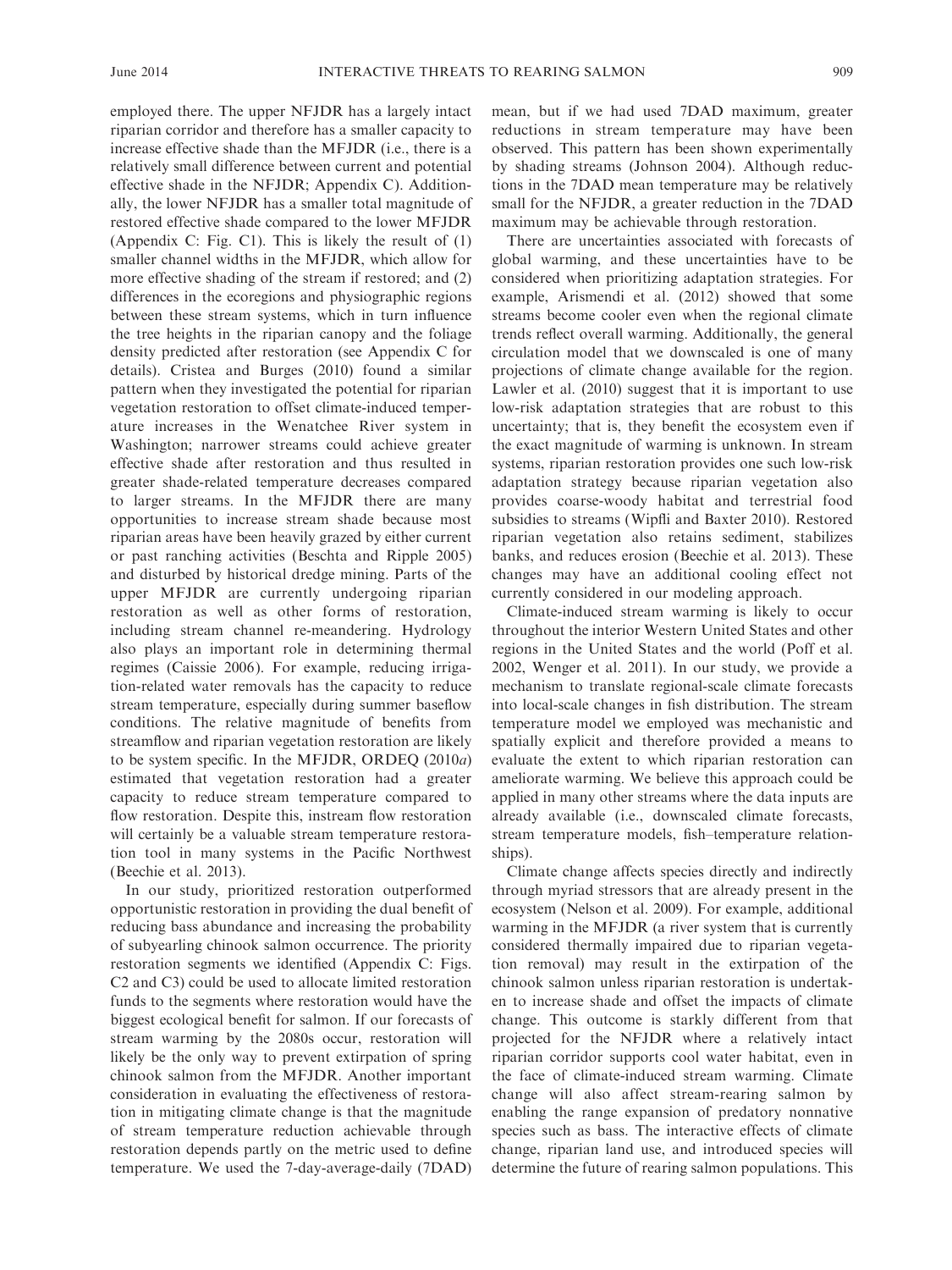employed there. The upper NFJDR has a largely intact riparian corridor and therefore has a smaller capacity to increase effective shade than the MFJDR (i.e., there is a relatively small difference between current and potential effective shade in the NFJDR; Appendix C). Additionally, the lower NFJDR has a smaller total magnitude of restored effective shade compared to the lower MFJDR (Appendix C: Fig. C1). This is likely the result of (1) smaller channel widths in the MFJDR, which allow for more effective shading of the stream if restored; and (2) differences in the ecoregions and physiographic regions between these stream systems, which in turn influence the tree heights in the riparian canopy and the foliage density predicted after restoration (see Appendix C for details). Cristea and Burges (2010) found a similar pattern when they investigated the potential for riparian vegetation restoration to offset climate-induced temperature increases in the Wenatchee River system in Washington; narrower streams could achieve greater effective shade after restoration and thus resulted in greater shade-related temperature decreases compared to larger streams. In the MFJDR there are many opportunities to increase stream shade because most riparian areas have been heavily grazed by either current or past ranching activities (Beschta and Ripple 2005) and disturbed by historical dredge mining. Parts of the upper MFJDR are currently undergoing riparian restoration as well as other forms of restoration, including stream channel re-meandering. Hydrology also plays an important role in determining thermal regimes (Caissie 2006). For example, reducing irrigation-related water removals has the capacity to reduce stream temperature, especially during summer baseflow conditions. The relative magnitude of benefits from streamflow and riparian vegetation restoration are likely to be system specific. In the MFJDR, ORDEQ (2010*a*) estimated that vegetation restoration had a greater capacity to reduce stream temperature compared to flow restoration. Despite this, instream flow restoration will certainly be a valuable stream temperature restoration tool in many systems in the Pacific Northwest (Beechie et al. 2013).

In our study, prioritized restoration outperformed opportunistic restoration in providing the dual benefit of reducing bass abundance and increasing the probability of subyearling chinook salmon occurrence. The priority restoration segments we identified (Appendix C: Figs. C2 and C3) could be used to allocate limited restoration funds to the segments where restoration would have the biggest ecological benefit for salmon. If our forecasts of stream warming by the 2080s occur, restoration will likely be the only way to prevent extirpation of spring chinook salmon from the MFJDR. Another important consideration in evaluating the effectiveness of restoration in mitigating climate change is that the magnitude of stream temperature reduction achievable through restoration depends partly on the metric used to define temperature. We used the 7-day-average-daily (7DAD) mean, but if we had used 7DAD maximum, greater reductions in stream temperature may have been observed. This pattern has been shown experimentally by shading streams (Johnson 2004). Although reductions in the 7DAD mean temperature may be relatively small for the NFJDR, a greater reduction in the 7DAD maximum may be achievable through restoration.

There are uncertainties associated with forecasts of global warming, and these uncertainties have to be considered when prioritizing adaptation strategies. For example, Arismendi et al. (2012) showed that some streams become cooler even when the regional climate trends reflect overall warming. Additionally, the general circulation model that we downscaled is one of many projections of climate change available for the region. Lawler et al. (2010) suggest that it is important to use low-risk adaptation strategies that are robust to this uncertainty; that is, they benefit the ecosystem even if the exact magnitude of warming is unknown. In stream systems, riparian restoration provides one such low-risk adaptation strategy because riparian vegetation also provides coarse-woody habitat and terrestrial food subsidies to streams (Wipfli and Baxter 2010). Restored riparian vegetation also retains sediment, stabilizes banks, and reduces erosion (Beechie et al. 2013). These changes may have an additional cooling effect not currently considered in our modeling approach.

Climate-induced stream warming is likely to occur throughout the interior Western United States and other regions in the United States and the world (Poff et al. 2002, Wenger et al. 2011). In our study, we provide a mechanism to translate regional-scale climate forecasts into local-scale changes in fish distribution. The stream temperature model we employed was mechanistic and spatially explicit and therefore provided a means to evaluate the extent to which riparian restoration can ameliorate warming. We believe this approach could be applied in many other streams where the data inputs are already available (i.e., downscaled climate forecasts, stream temperature models, fish–temperature relationships).

Climate change affects species directly and indirectly through myriad stressors that are already present in the ecosystem (Nelson et al. 2009). For example, additional warming in the MFJDR (a river system that is currently considered thermally impaired due to riparian vegetation removal) may result in the extirpation of the chinook salmon unless riparian restoration is undertaken to increase shade and offset the impacts of climate change. This outcome is starkly different from that projected for the NFJDR where a relatively intact riparian corridor supports cool water habitat, even in the face of climate-induced stream warming. Climate change will also affect stream-rearing salmon by enabling the range expansion of predatory nonnative species such as bass. The interactive effects of climate change, riparian land use, and introduced species will determine the future of rearing salmon populations. This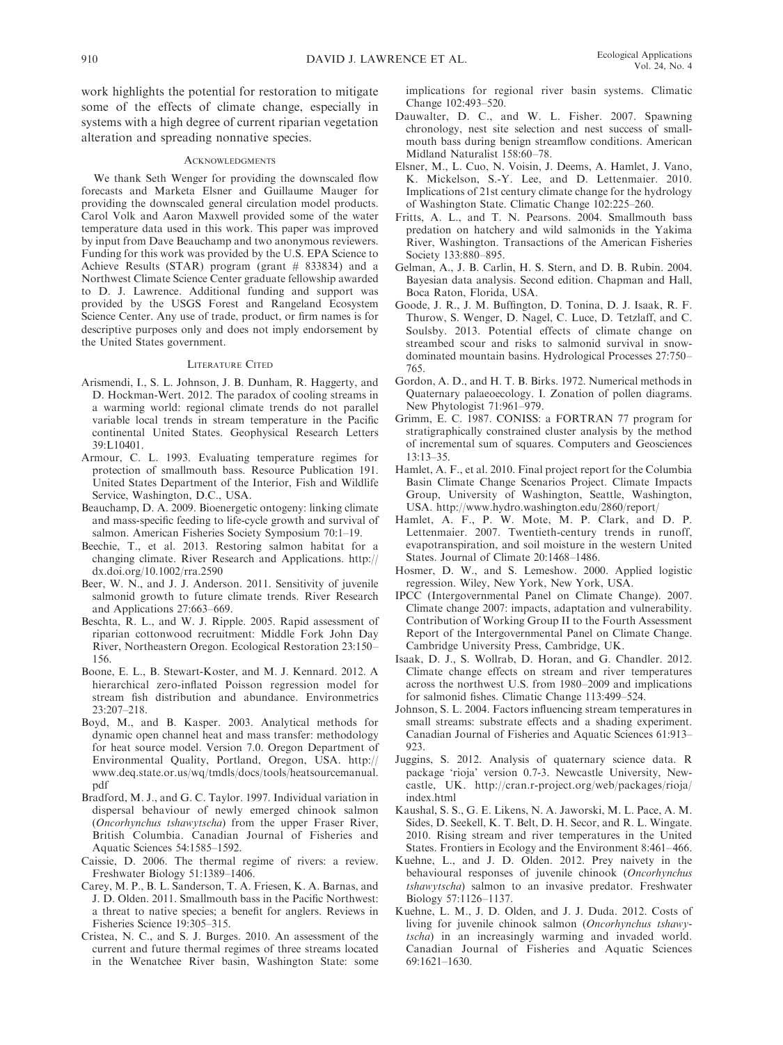work highlights the potential for restoration to mitigate some of the effects of climate change, especially in systems with a high degree of current riparian vegetation alteration and spreading nonnative species.

## Acknowledgments

We thank Seth Wenger for providing the downscaled flow forecasts and Marketa Elsner and Guillaume Mauger for providing the downscaled general circulation model products. Carol Volk and Aaron Maxwell provided some of the water temperature data used in this work. This paper was improved by input from Dave Beauchamp and two anonymous reviewers. Funding for this work was provided by the U.S. EPA Science to Achieve Results (STAR) program (grant # 833834) and a Northwest Climate Science Center graduate fellowship awarded to D. J. Lawrence. Additional funding and support was provided by the USGS Forest and Rangeland Ecosystem Science Center. Any use of trade, product, or firm names is for descriptive purposes only and does not imply endorsement by the United States government.

## Literature Cited

Arismendi, I., S. L. Johnson, J. B. Dunham, R. Haggerty, and D. Hockman-Wert. 2012. The paradox of cooling streams in a warming world: regional climate trends do not parallel variable local trends in stream temperature in the Pacific continental United States. Geophysical Research Letters 39:L10401.

Armour, C. L. 1993. Evaluating temperature regimes for protection of smallmouth bass. Resource Publication 191. United States Department of the Interior, Fish and Wildlife Service, Washington, D.C., USA.

Beauchamp, D. A. 2009. Bioenergetic ontogeny: linking climate and mass-specific feeding to life-cycle growth and survival of salmon. American Fisheries Society Symposium 70:1–19.

Beechie, T., et al. 2013. Restoring salmon habitat for a changing climate. River Research and Applications. http://dx.doi.org/10.1002/rra.2590

Beer, W. N., and J. J. Anderson. 2011. Sensitivity of juvenile salmonid growth to future climate trends. River Research and Applications 27:663–669.

Beschta, R. L., and W. J. Ripple. 2005. Rapid assessment of riparian cottonwood recruitment: Middle Fork John Day River, Northeastern Oregon. Ecological Restoration 23:150–156.

Boone, E. L., B. Stewart-Koster, and M. J. Kennard. 2012. A hierarchical zero-inflated Poisson regression model for stream fish distribution and abundance. Environmetrics 23:207–218.

Boyd, M., and B. Kasper. 2003. Analytical methods for dynamic open channel heat and mass transfer: methodology for heat source model. Version 7.0. Oregon Department of Environmental Quality, Portland, Oregon, USA. http://www.deq.state.or.us/wq/tmdls/docs/tools/heatsourcemanual.pdf

Bradford, M. J., and G. C. Taylor. 1997. Individual variation in dispersal behaviour of newly emerged chinook salmon (*Oncorhynchus tshawytscha*) from the upper Fraser River, British Columbia. Canadian Journal of Fisheries and Aquatic Sciences 54:1585–1592.

Caissie, D. 2006. The thermal regime of rivers: a review. Freshwater Biology 51:1389–1406.

Carey, M. P., B. L. Sanderson, T. A. Friesen, K. A. Barnas, and J. D. Olden. 2011. Smallmouth bass in the Pacific Northwest: a threat to native species; a benefit for anglers. Reviews in Fisheries Science 19:305–315.

Cristea, N. C., and S. J. Burges. 2010. An assessment of the current and future thermal regimes of three streams located in the Wenatchee River basin, Washington State: some implications for regional river basin systems. Climatic Change 102:493–520.

Dauwalter, D. C., and W. L. Fisher. 2007. Spawning chronology, nest site selection and nest success of smallmouth bass during benign streamflow conditions. American Midland Naturalist 158:60–78.

Elsner, M., L. Cuo, N. Voisin, J. Deems, A. Hamlet, J. Vano, K. Mickelson, S.-Y. Lee, and D. Lettenmaier. 2010. Implications of 21st century climate change for the hydrology of Washington State. Climatic Change 102:225–260.

Fritts, A. L., and T. N. Pearsons. 2004. Smallmouth bass predation on hatchery and wild salmonids in the Yakima River, Washington. Transactions of the American Fisheries Society 133:880–895.

Gelman, A., J. B. Carlin, H. S. Stern, and D. B. Rubin. 2004. Bayesian data analysis. Second edition. Chapman and Hall, Boca Raton, Florida, USA.

Goode, J. R., J. M. Buffington, D. Tonina, D. J. Isaak, R. F. Thurow, S. Wenger, D. Nagel, C. Luce, D. Tetzlaff, and C. Soulsby. 2013. Potential effects of climate change on streambed scour and risks to salmonid survival in snow-dominated mountain basins. Hydrological Processes 27:750–765.

Gordon, A. D., and H. T. B. Birks. 1972. Numerical methods in Quaternary palaeoecology. I. Zonation of pollen diagrams. New Phytologist 71:961–979.

Grimm, E. C. 1987. CONISS: a FORTRAN 77 program for stratigraphically constrained cluster analysis by the method of incremental sum of squares. Computers and Geosciences 13:13–35.

Hamlet, A. F., et al. 2010. Final project report for the Columbia Basin Climate Change Scenarios Project. Climate Impacts Group, University of Washington, Seattle, Washington, USA. http://www.hydro.washington.edu/2860/report/

Hamlet, A. F., P. W. Mote, M. P. Clark, and D. P. Lettenmaier. 2007. Twentieth-century trends in runoff, evapotranspiration, and soil moisture in the western United States. Journal of Climate 20:1468–1486.

Hosmer, D. W., and S. Lemeshow. 2000. Applied logistic regression. Wiley, New York, New York, USA.

IPCC (Intergovernmental Panel on Climate Change). 2007. Climate change 2007: impacts, adaptation and vulnerability. Contribution of Working Group II to the Fourth Assessment Report of the Intergovernmental Panel on Climate Change. Cambridge University Press, Cambridge, UK.

Isaak, D. J., S. Wollrab, D. Horan, and G. Chandler. 2012. Climate change effects on stream and river temperatures across the northwest U.S. from 1980–2009 and implications for salmonid fishes. Climatic Change 113:499–524.

Johnson, S. L. 2004. Factors influencing stream temperatures in small streams: substrate effects and a shading experiment. Canadian Journal of Fisheries and Aquatic Sciences 61:913–923.

Juggins, S. 2012. Analysis of quaternary science data. R package 'rioja' version 0.7-3. Newcastle University, Newcastle, UK. http://cran.r-project.org/web/packages/rioja/index.html

Kaushal, S. S., G. E. Likens, N. A. Jaworski, M. L. Pace, A. M. Sides, D. Seekell, K. T. Belt, D. H. Secor, and R. L. Wingate. 2010. Rising stream and river temperatures in the United States. Frontiers in Ecology and the Environment 8:461–466.

Kuehne, L., and J. D. Olden. 2012. Prey naivety in the behavioural responses of juvenile chinook (*Oncorhynchus tshawytscha*) salmon to an invasive predator. Freshwater Biology 57:1126–1137.

Kuehne, L. M., J. D. Olden, and J. J. Duda. 2012. Costs of living for juvenile chinook salmon (*Oncorhynchus tshawytscha*) in an increasingly warming and invaded world. Canadian Journal of Fisheries and Aquatic Sciences 69:1621–1630.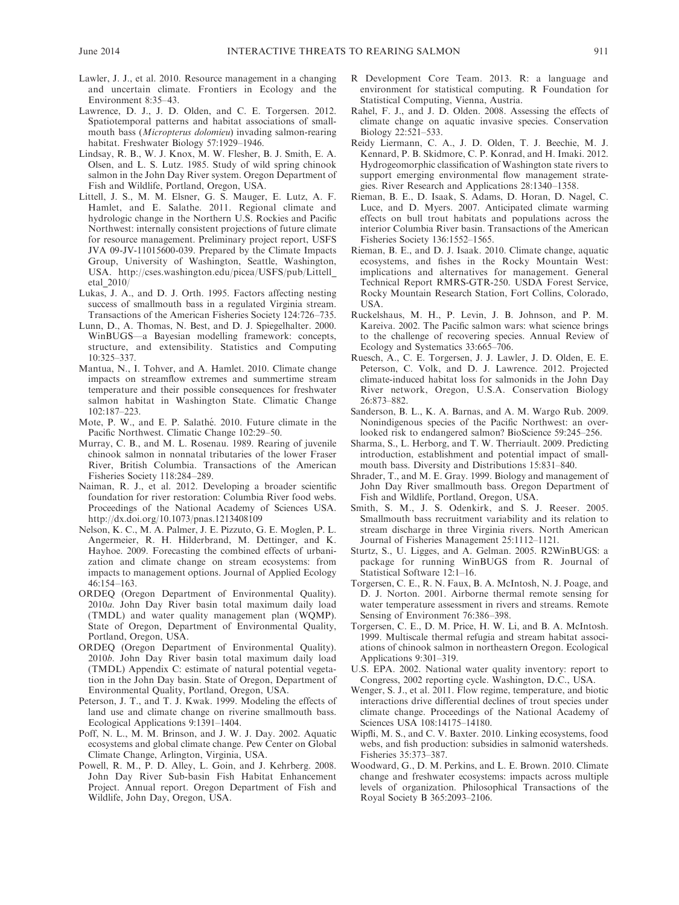Lawler, J. J., et al. 2010. Resource management in a changing and uncertain climate. Frontiers in Ecology and the Environment 8:35–43.

Lawrence, D. J., J. D. Olden, and C. E. Torgersen. 2012. Spatiotemporal patterns and habitat associations of smallmouth bass (*Micropterus dolomieu*) invading salmon-rearing habitat. Freshwater Biology 57:1929–1946.

Lindsay, R. B., W. J. Knox, M. W. Flesher, B. J. Smith, E. A. Olsen, and L. S. Lutz. 1985. Study of wild spring chinook salmon in the John Day River system. Oregon Department of Fish and Wildlife, Portland, Oregon, USA.

Littell, J. S., M. M. Elsner, G. S. Mauger, E. Lutz, A. F. Hamlet, and E. Salathe. 2011. Regional climate and hydrologic change in the Northern U.S. Rockies and Pacific Northwest: internally consistent projections of future climate for resource management. Preliminary project report, USFS JVA 09-JV-11015600-039. Prepared by the Climate Impacts Group, University of Washington, Seattle, Washington, USA. http://cses.washington.edu/picea/USFS/pub/Littell_etal_2010/

Lukas, J. A., and D. J. Orth. 1995. Factors affecting nesting success of smallmouth bass in a regulated Virginia stream. Transactions of the American Fisheries Society 124:726–735.

Lunn, D., A. Thomas, N. Best, and D. J. Spiegelhalter. 2000. WinBUGS—a Bayesian modelling framework: concepts, structure, and extensibility. Statistics and Computing 10:325–337.

Mantua, N., I. Tohver, and A. Hamlet. 2010. Climate change impacts on streamflow extremes and summertime stream temperature and their possible consequences for freshwater salmon habitat in Washington State. Climatic Change 102:187–223.

Mote, P. W., and E. P. Salathé. 2010. Future climate in the Pacific Northwest. Climatic Change 102:29–50.

Murray, C. B., and M. L. Rosenau. 1989. Rearing of juvenile chinook salmon in nonnatal tributaries of the lower Fraser River, British Columbia. Transactions of the American Fisheries Society 118:284–289.

Naiman, R. J., et al. 2012. Developing a broader scientific foundation for river restoration: Columbia River food webs. Proceedings of the National Academy of Sciences USA. http://dx.doi.org/10.1073/pnas.1213408109

Nelson, K. C., M. A. Palmer, J. E. Pizzuto, G. E. Moglen, P. L. Angermeier, R. H. Hilderbrand, M. Dettinger, and K. Hayhoe. 2009. Forecasting the combined effects of urbanization and climate change on stream ecosystems: from impacts to management options. Journal of Applied Ecology 46:154–163.

ORDEQ (Oregon Department of Environmental Quality). 2010*a*. John Day River basin total maximum daily load (TMDL) and water quality management plan (WQMP). State of Oregon, Department of Environmental Quality, Portland, Oregon, USA.

ORDEQ (Oregon Department of Environmental Quality). 2010*b*. John Day River basin total maximum daily load (TMDL) Appendix C: estimate of natural potential vegetation in the John Day basin. State of Oregon, Department of Environmental Quality, Portland, Oregon, USA.

Peterson, J. T., and T. J. Kwak. 1999. Modeling the effects of land use and climate change on riverine smallmouth bass. Ecological Applications 9:1391–1404.

Poff, N. L., M. M. Brinson, and J. W. J. Day. 2002. Aquatic ecosystems and global climate change. Pew Center on Global Climate Change, Arlington, Virginia, USA.

Powell, R. M., P. D. Alley, L. Goin, and J. Kehrberg. 2008. John Day River Sub-basin Fish Habitat Enhancement Project. Annual report. Oregon Department of Fish and Wildlife, John Day, Oregon, USA.

R Development Core Team. 2013. R: a language and environment for statistical computing. R Foundation for Statistical Computing, Vienna, Austria.

Rahel, F. J., and J. D. Olden. 2008. Assessing the effects of climate change on aquatic invasive species. Conservation Biology 22:521–533.

Reidy Liermann, C. A., J. D. Olden, T. J. Beechie, M. J. Kennard, P. B. Skidmore, C. P. Konrad, and H. Imaki. 2012. Hydrogeomorphic classification of Washington state rivers to support emerging environmental flow management strategies. River Research and Applications 28:1340–1358.

Rieman, B. E., D. Isaak, S. Adams, D. Horan, D. Nagel, C. Luce, and D. Myers. 2007. Anticipated climate warming effects on bull trout habitats and populations across the interior Columbia River basin. Transactions of the American Fisheries Society 136:1552–1565.

Rieman, B. E., and D. J. Isaak. 2010. Climate change, aquatic ecosystems, and fishes in the Rocky Mountain West: implications and alternatives for management. General Technical Report RMRS-GTR-250. USDA Forest Service, Rocky Mountain Research Station, Fort Collins, Colorado, USA.

Ruckelshaus, M. H., P. Levin, J. B. Johnson, and P. M. Kareiva. 2002. The Pacific salmon wars: what science brings to the challenge of recovering species. Annual Review of Ecology and Systematics 33:665–706.

Ruesch, A., C. E. Torgersen, J. J. Lawler, J. D. Olden, E. E. Peterson, C. Volk, and D. J. Lawrence. 2012. Projected climate-induced habitat loss for salmonids in the John Day River network, Oregon, U.S.A. Conservation Biology 26:873–882.

Sanderson, B. L., K. A. Barnas, and A. M. Wargo Rub. 2009. Nonindigenous species of the Pacific Northwest: an overlooked risk to endangered salmon? BioScience 59:245–256.

Sharma, S., L. Herborg, and T. W. Therriault. 2009. Predicting introduction, establishment and potential impact of smallmouth bass. Diversity and Distributions 15:831–840.

Shrader, T., and M. E. Gray. 1999. Biology and management of John Day River smallmouth bass. Oregon Department of Fish and Wildlife, Portland, Oregon, USA.

Smith, S. M., J. S. Odenkirk, and S. J. Reeser. 2005. Smallmouth bass recruitment variability and its relation to stream discharge in three Virginia rivers. North American Journal of Fisheries Management 25:1112–1121.

Sturtz, S., U. Ligges, and A. Gelman. 2005. R2WinBUGS: a package for running WinBUGS from R. Journal of Statistical Software 12:1–16.

Torgersen, C. E., R. N. Faux, B. A. McIntosh, N. J. Poage, and D. J. Norton. 2001. Airborne thermal remote sensing for water temperature assessment in rivers and streams. Remote Sensing of Environment 76:386–398.

Torgersen, C. E., D. M. Price, H. W. Li, and B. A. McIntosh. 1999. Multiscale thermal refugia and stream habitat associations of chinook salmon in northeastern Oregon. Ecological Applications 9:301–319.

U.S. EPA. 2002. National water quality inventory: report to Congress, 2002 reporting cycle. Washington, D.C., USA.

Wenger, S. J., et al. 2011. Flow regime, temperature, and biotic interactions drive differential declines of trout species under climate change. Proceedings of the National Academy of Sciences USA 108:14175–14180.

Wipfli, M. S., and C. V. Baxter. 2010. Linking ecosystems, food webs, and fish production: subsidies in salmonid watersheds. Fisheries 35:373–387.

Woodward, G., D. M. Perkins, and L. E. Brown. 2010. Climate change and freshwater ecosystems: impacts across multiple levels of organization. Philosophical Transactions of the Royal Society B 365:2093–2106.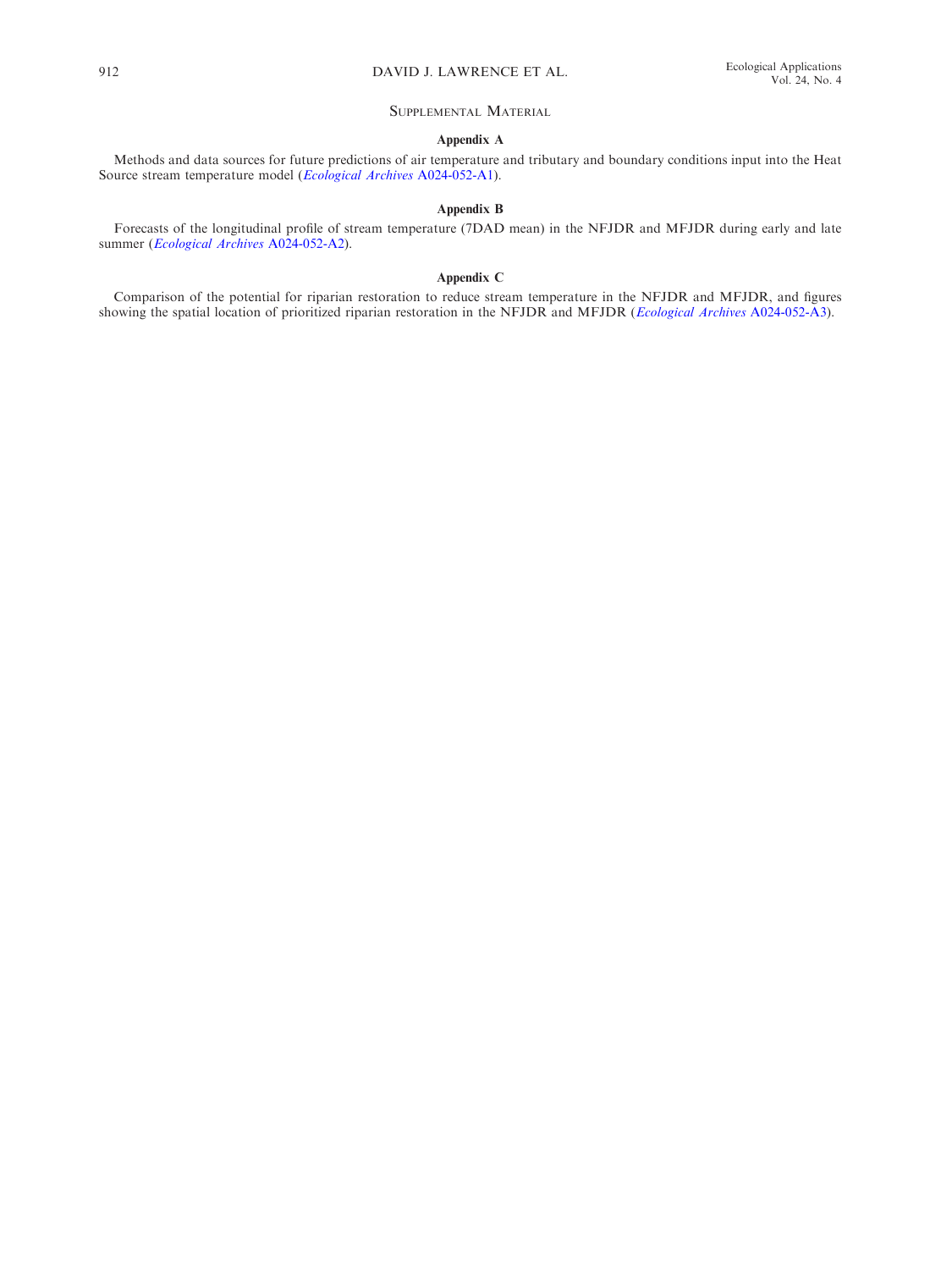## Supplemental Material

### Appendix A

Methods and data sources for future predictions of air temperature and tributary and boundary conditions input into the Heat Source stream temperature model (*Ecological Archives* A024-052-A1).

### Appendix B

Forecasts of the longitudinal profile of stream temperature (7DAD mean) in the NFJDR and MFJDR during early and late summer (*Ecological Archives* A024-052-A2).

### Appendix C

Comparison of the potential for riparian restoration to reduce stream temperature in the NFJDR and MFJDR, and figures showing the spatial location of prioritized riparian restoration in the NFJDR and MFJDR (*Ecological Archives* A024-052-A3).